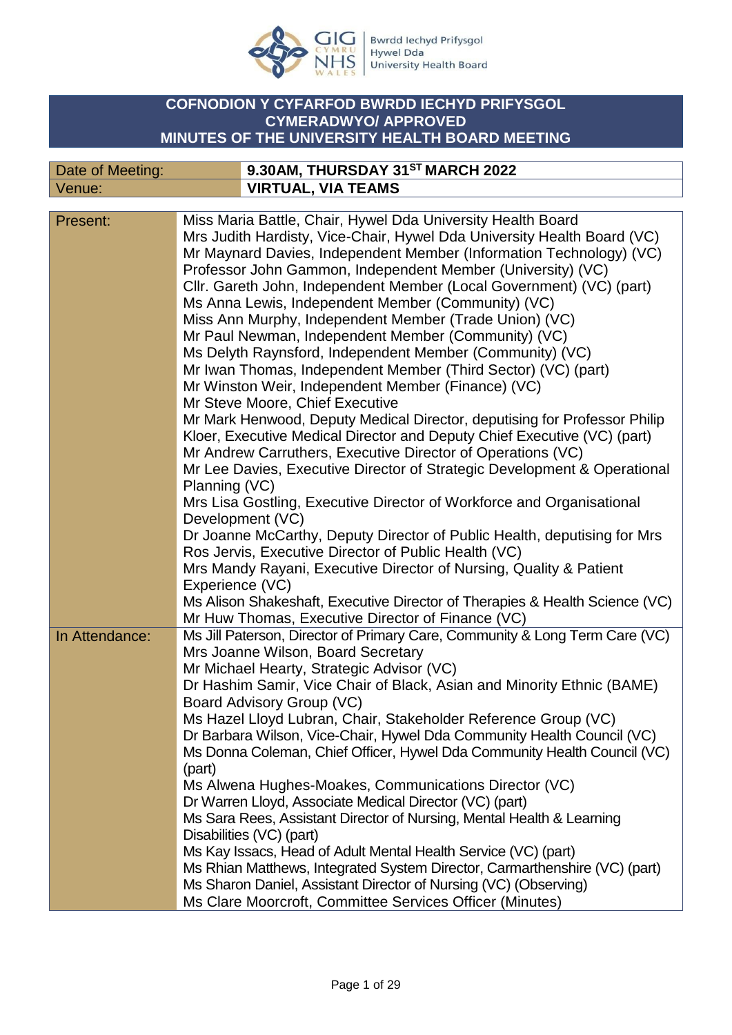# COFNODION Y CYFARFOD BWRDD IECHYD PRIFYSGOL CYMERADWYO/ APPROVED MINUTES OF THE UNIVERSITY HEALTH BOARD MEETING

| Date of Meeting: | 9.30AM, THURSDAY 31ST MARCH 2022 |
|---|---|
| Venue: | VIRTUAL, VIA TEAMS |

| | |
|---|---|
| Present: | Miss Maria Battle, Chair, Hywel Dda University Health Board<br>Mrs Judith Hardisty, Vice-Chair, Hywel Dda University Health Board (VC)<br>Mr Maynard Davies, Independent Member (Information Technology) (VC)<br>Professor John Gammon, Independent Member (University) (VC)<br>Cllr. Gareth John, Independent Member (Local Government) (VC) (part)<br>Ms Anna Lewis, Independent Member (Community) (VC)<br>Miss Ann Murphy, Independent Member (Trade Union) (VC)<br>Mr Paul Newman, Independent Member (Community) (VC)<br>Ms Delyth Raynsford, Independent Member (Community) (VC)<br>Mr Iwan Thomas, Independent Member (Third Sector) (VC) (part)<br>Mr Winston Weir, Independent Member (Finance) (VC)<br>Mr Steve Moore, Chief Executive<br>Mr Mark Henwood, Deputy Medical Director, deputising for Professor Philip Kloer, Executive Medical Director and Deputy Chief Executive (VC) (part)<br>Mr Andrew Carruthers, Executive Director of Operations (VC)<br>Mr Lee Davies, Executive Director of Strategic Development & Operational Planning (VC)<br>Mrs Lisa Gostling, Executive Director of Workforce and Organisational Development (VC)<br>Dr Joanne McCarthy, Deputy Director of Public Health, deputising for Mrs Ros Jervis, Executive Director of Public Health (VC)<br>Mrs Mandy Rayani, Executive Director of Nursing, Quality & Patient Experience (VC)<br>Ms Alison Shakeshaft, Executive Director of Therapies & Health Science (VC)<br>Mr Huw Thomas, Executive Director of Finance (VC) |
| In Attendance: | Ms Jill Paterson, Director of Primary Care, Community & Long Term Care (VC)<br>Mrs Joanne Wilson, Board Secretary<br>Mr Michael Hearty, Strategic Advisor (VC)<br>Dr Hashim Samir, Vice Chair of Black, Asian and Minority Ethnic (BAME) Board Advisory Group (VC)<br>Ms Hazel Lloyd Lubran, Chair, Stakeholder Reference Group (VC)<br>Dr Barbara Wilson, Vice-Chair, Hywel Dda Community Health Council (VC)<br>Ms Donna Coleman, Chief Officer, Hywel Dda Community Health Council (VC) (part)<br>Ms Alwena Hughes-Moakes, Communications Director (VC)<br>Dr Warren Lloyd, Associate Medical Director (VC) (part)<br>Ms Sara Rees, Assistant Director of Nursing, Mental Health & Learning Disabilities (VC) (part)<br>Ms Kay Issacs, Head of Adult Mental Health Service (VC) (part)<br>Ms Rhian Matthews, Integrated System Director, Carmarthenshire (VC) (part)<br>Ms Sharon Daniel, Assistant Director of Nursing (VC) (Observing)<br>Ms Clare Moorcroft, Committee Services Officer (Minutes) |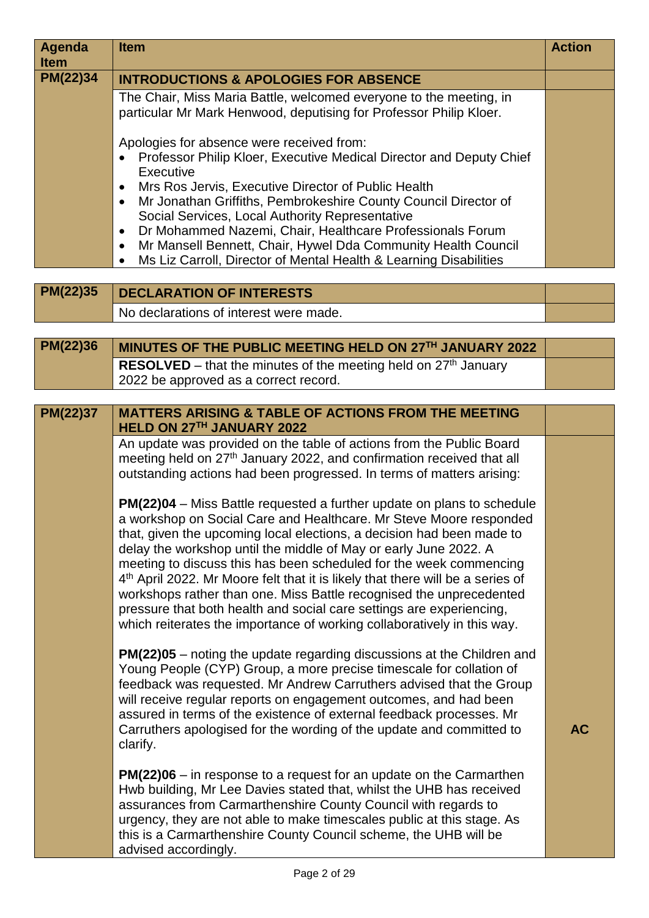| Agenda Item | Item | Action |
|---|---|---|
| **PM(22)34** | **INTRODUCTIONS & APOLOGIES FOR ABSENCE** | |
| | The Chair, Miss Maria Battle, welcomed everyone to the meeting, in particular Mr Mark Henwood, deputising for Professor Philip Kloer.<br><br>Apologies for absence were received from:<br>• Professor Philip Kloer, Executive Medical Director and Deputy Chief Executive<br>• Mrs Ros Jervis, Executive Director of Public Health<br>• Mr Jonathan Griffiths, Pembrokeshire County Council Director of Social Services, Local Authority Representative<br>• Dr Mohammed Nazemi, Chair, Healthcare Professionals Forum<br>• Mr Mansell Bennett, Chair, Hywel Dda Community Health Council<br>• Ms Liz Carroll, Director of Mental Health & Learning Disabilities | |

| | | |
|---|---|---|
| **PM(22)35** | **DECLARATION OF INTERESTS** | |
| | No declarations of interest were made. | |

| | | |
|---|---|---|
| **PM(22)36** | **MINUTES OF THE PUBLIC MEETING HELD ON 27TH JANUARY 2022** | |
| | **RESOLVED** – that the minutes of the meeting held on 27th January 2022 be approved as a correct record. | |

| | | |
|---|---|---|
| **PM(22)37** | **MATTERS ARISING & TABLE OF ACTIONS FROM THE MEETING HELD ON 27TH JANUARY 2022** | |
| | An update was provided on the table of actions from the Public Board meeting held on 27th January 2022, and confirmation received that all outstanding actions had been progressed. In terms of matters arising:<br><br>**PM(22)04** – Miss Battle requested a further update on plans to schedule a workshop on Social Care and Healthcare. Mr Steve Moore responded that, given the upcoming local elections, a decision had been made to delay the workshop until the middle of May or early June 2022. A meeting to discuss this has been scheduled for the week commencing 4th April 2022. Mr Moore felt that it is likely that there will be a series of workshops rather than one. Miss Battle recognised the unprecedented pressure that both health and social care settings are experiencing, which reiterates the importance of working collaboratively in this way. | |
| | **PM(22)05** – noting the update regarding discussions at the Children and Young People (CYP) Group, a more precise timescale for collation of feedback was requested. Mr Andrew Carruthers advised that the Group will receive regular reports on engagement outcomes, and had been assured in terms of the existence of external feedback processes. Mr Carruthers apologised for the wording of the update and committed to clarify. | **AC** |
| | **PM(22)06** – in response to a request for an update on the Carmarthen Hwb building, Mr Lee Davies stated that, whilst the UHB has received assurances from Carmarthenshire County Council with regards to urgency, they are not able to make timescales public at this stage. As this is a Carmarthenshire County Council scheme, the UHB will be advised accordingly. | |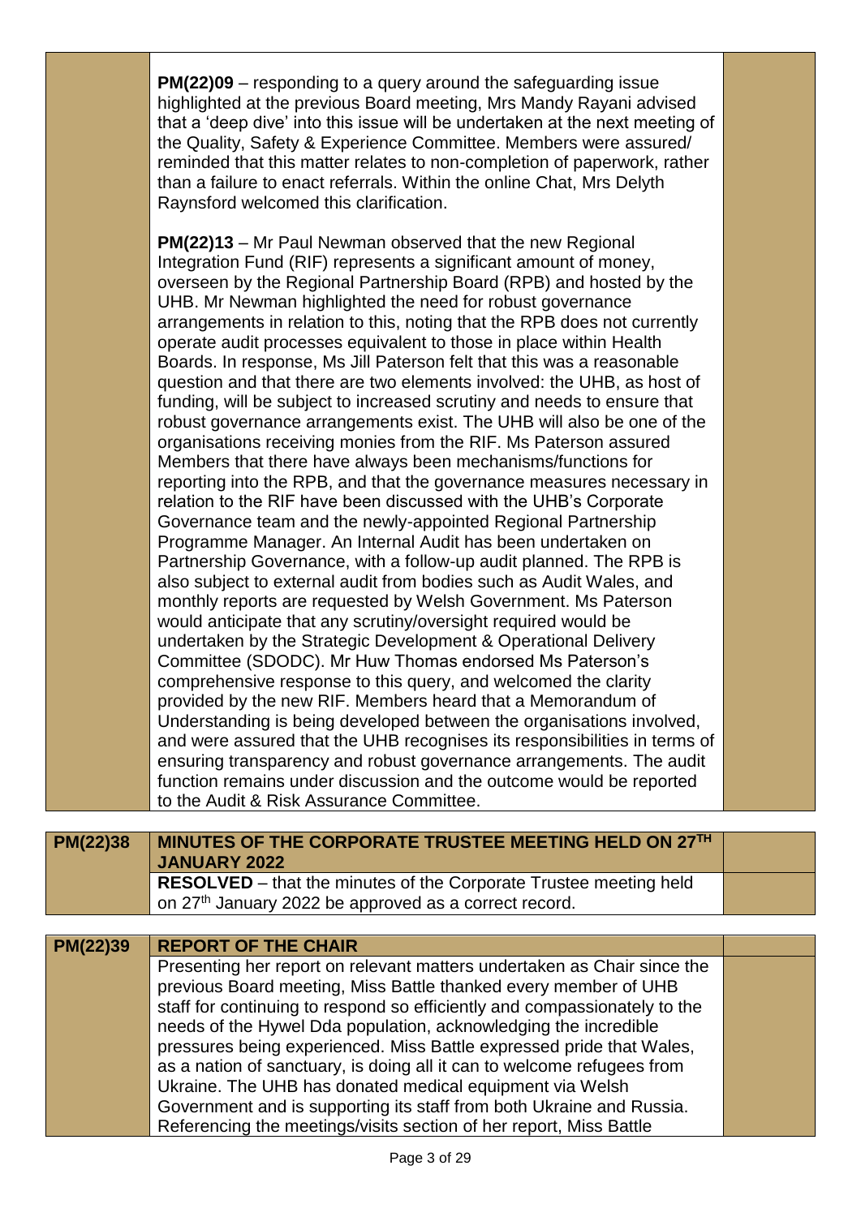| | | |
|---|---|---|
| | **PM(22)09** – responding to a query around the safeguarding issue highlighted at the previous Board meeting, Mrs Mandy Rayani advised that a 'deep dive' into this issue will be undertaken at the next meeting of the Quality, Safety & Experience Committee. Members were assured/ reminded that this matter relates to non-completion of paperwork, rather than a failure to enact referrals. Within the online Chat, Mrs Delyth Raynsford welcomed this clarification.<br><br>**PM(22)13** – Mr Paul Newman observed that the new Regional Integration Fund (RIF) represents a significant amount of money, overseen by the Regional Partnership Board (RPB) and hosted by the UHB. Mr Newman highlighted the need for robust governance arrangements in relation to this, noting that the RPB does not currently operate audit processes equivalent to those in place within Health Boards. In response, Ms Jill Paterson felt that this was a reasonable question and that there are two elements involved: the UHB, as host of funding, will be subject to increased scrutiny and needs to ensure that robust governance arrangements exist. The UHB will also be one of the organisations receiving monies from the RIF. Ms Paterson assured Members that there have always been mechanisms/functions for reporting into the RPB, and that the governance measures necessary in relation to the RIF have been discussed with the UHB's Corporate Governance team and the newly-appointed Regional Partnership Programme Manager. An Internal Audit has been undertaken on Partnership Governance, with a follow-up audit planned. The RPB is also subject to external audit from bodies such as Audit Wales, and monthly reports are requested by Welsh Government. Ms Paterson would anticipate that any scrutiny/oversight required would be undertaken by the Strategic Development & Operational Delivery Committee (SDODC). Mr Huw Thomas endorsed Ms Paterson's comprehensive response to this query, and welcomed the clarity provided by the new RIF. Members heard that a Memorandum of Understanding is being developed between the organisations involved, and were assured that the UHB recognises its responsibilities in terms of ensuring transparency and robust governance arrangements. The audit function remains under discussion and the outcome would be reported to the Audit & Risk Assurance Committee. | |

| **PM(22)38** | **MINUTES OF THE CORPORATE TRUSTEE MEETING HELD ON 27TH JANUARY 2022** | |
|---|---|---|
| | **RESOLVED** – that the minutes of the Corporate Trustee meeting held on 27th January 2022 be approved as a correct record. | |

| **PM(22)39** | **REPORT OF THE CHAIR** | |
|---|---|---|
| | Presenting her report on relevant matters undertaken as Chair since the previous Board meeting, Miss Battle thanked every member of UHB staff for continuing to respond so efficiently and compassionately to the needs of the Hywel Dda population, acknowledging the incredible pressures being experienced. Miss Battle expressed pride that Wales, as a nation of sanctuary, is doing all it can to welcome refugees from Ukraine. The UHB has donated medical equipment via Welsh Government and is supporting its staff from both Ukraine and Russia. Referencing the meetings/visits section of her report, Miss Battle | |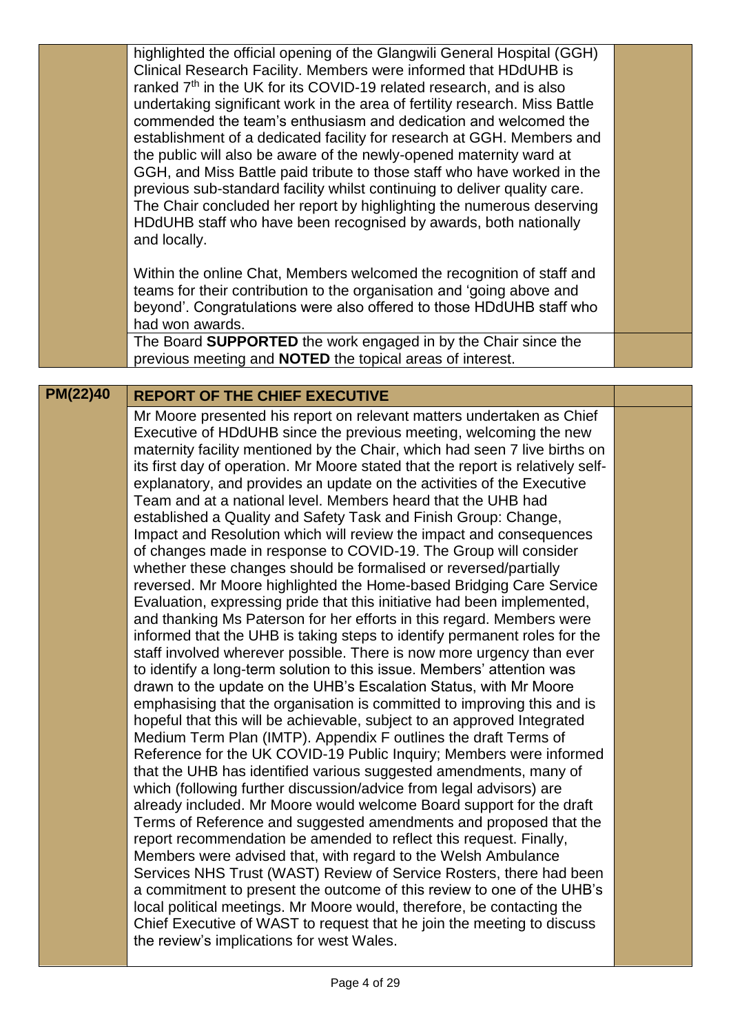| | | |
|---|---|---|
| | highlighted the official opening of the Glangwili General Hospital (GGH) Clinical Research Facility. Members were informed that HDdUHB is ranked 7th in the UK for its COVID-19 related research, and is also undertaking significant work in the area of fertility research. Miss Battle commended the team's enthusiasm and dedication and welcomed the establishment of a dedicated facility for research at GGH. Members and the public will also be aware of the newly-opened maternity ward at GGH, and Miss Battle paid tribute to those staff who have worked in the previous sub-standard facility whilst continuing to deliver quality care. The Chair concluded her report by highlighting the numerous deserving HDdUHB staff who have been recognised by awards, both nationally and locally.<br><br>Within the online Chat, Members welcomed the recognition of staff and teams for their contribution to the organisation and 'going above and beyond'. Congratulations were also offered to those HDdUHB staff who had won awards. | |
| | The Board **SUPPORTED** the work engaged in by the Chair since the previous meeting and **NOTED** the topical areas of interest. | |

| | | |
|---|---|---|
| **PM(22)40** | **REPORT OF THE CHIEF EXECUTIVE** | |
| | Mr Moore presented his report on relevant matters undertaken as Chief Executive of HDdUHB since the previous meeting, welcoming the new maternity facility mentioned by the Chair, which had seen 7 live births on its first day of operation. Mr Moore stated that the report is relatively self-explanatory, and provides an update on the activities of the Executive Team and at a national level. Members heard that the UHB had established a Quality and Safety Task and Finish Group: Change, Impact and Resolution which will review the impact and consequences of changes made in response to COVID-19. The Group will consider whether these changes should be formalised or reversed/partially reversed. Mr Moore highlighted the Home-based Bridging Care Service Evaluation, expressing pride that this initiative had been implemented, and thanking Ms Paterson for her efforts in this regard. Members were informed that the UHB is taking steps to identify permanent roles for the staff involved wherever possible. There is now more urgency than ever to identify a long-term solution to this issue. Members' attention was drawn to the update on the UHB's Escalation Status, with Mr Moore emphasising that the organisation is committed to improving this and is hopeful that this will be achievable, subject to an approved Integrated Medium Term Plan (IMTP). Appendix F outlines the draft Terms of Reference for the UK COVID-19 Public Inquiry; Members were informed that the UHB has identified various suggested amendments, many of which (following further discussion/advice from legal advisors) are already included. Mr Moore would welcome Board support for the draft Terms of Reference and suggested amendments and proposed that the report recommendation be amended to reflect this request. Finally, Members were advised that, with regard to the Welsh Ambulance Services NHS Trust (WAST) Review of Service Rosters, there had been a commitment to present the outcome of this review to one of the UHB's local political meetings. Mr Moore would, therefore, be contacting the Chief Executive of WAST to request that he join the meeting to discuss the review's implications for west Wales. | |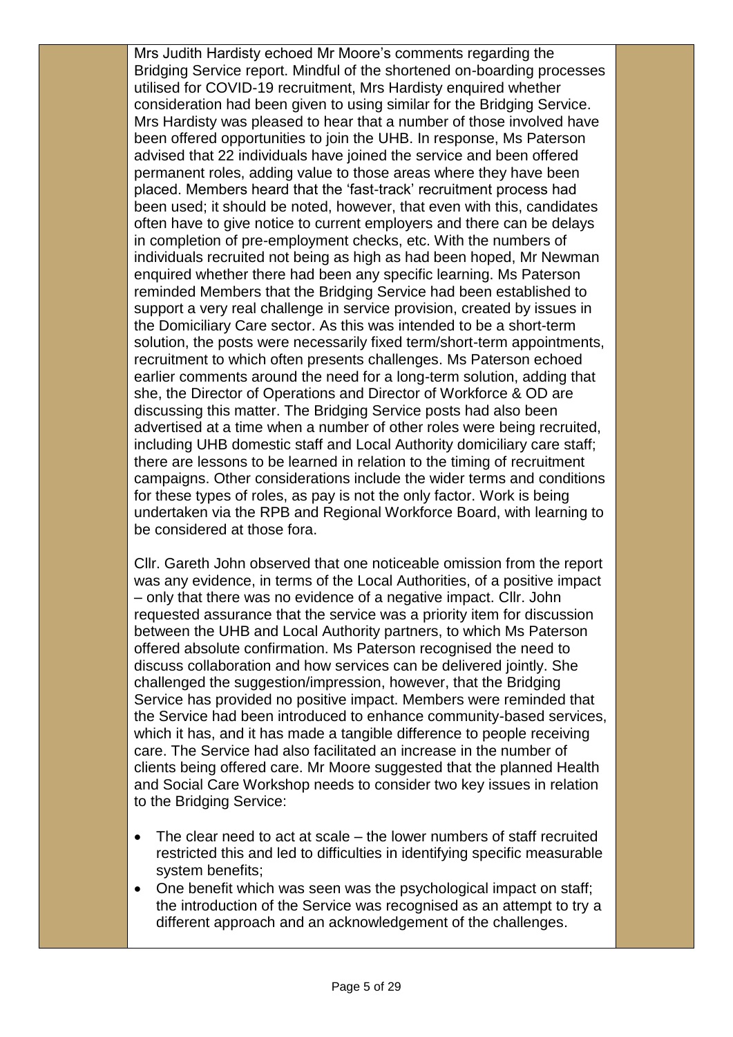Mrs Judith Hardisty echoed Mr Moore's comments regarding the Bridging Service report. Mindful of the shortened on-boarding processes utilised for COVID-19 recruitment, Mrs Hardisty enquired whether consideration had been given to using similar for the Bridging Service. Mrs Hardisty was pleased to hear that a number of those involved have been offered opportunities to join the UHB. In response, Ms Paterson advised that 22 individuals have joined the service and been offered permanent roles, adding value to those areas where they have been placed. Members heard that the 'fast-track' recruitment process had been used; it should be noted, however, that even with this, candidates often have to give notice to current employers and there can be delays in completion of pre-employment checks, etc. With the numbers of individuals recruited not being as high as had been hoped, Mr Newman enquired whether there had been any specific learning. Ms Paterson reminded Members that the Bridging Service had been established to support a very real challenge in service provision, created by issues in the Domiciliary Care sector. As this was intended to be a short-term solution, the posts were necessarily fixed term/short-term appointments, recruitment to which often presents challenges. Ms Paterson echoed earlier comments around the need for a long-term solution, adding that she, the Director of Operations and Director of Workforce & OD are discussing this matter. The Bridging Service posts had also been advertised at a time when a number of other roles were being recruited, including UHB domestic staff and Local Authority domiciliary care staff; there are lessons to be learned in relation to the timing of recruitment campaigns. Other considerations include the wider terms and conditions for these types of roles, as pay is not the only factor. Work is being undertaken via the RPB and Regional Workforce Board, with learning to be considered at those fora.

Cllr. Gareth John observed that one noticeable omission from the report was any evidence, in terms of the Local Authorities, of a positive impact – only that there was no evidence of a negative impact. Cllr. John requested assurance that the service was a priority item for discussion between the UHB and Local Authority partners, to which Ms Paterson offered absolute confirmation. Ms Paterson recognised the need to discuss collaboration and how services can be delivered jointly. She challenged the suggestion/impression, however, that the Bridging Service has provided no positive impact. Members were reminded that the Service had been introduced to enhance community-based services, which it has, and it has made a tangible difference to people receiving care. The Service had also facilitated an increase in the number of clients being offered care. Mr Moore suggested that the planned Health and Social Care Workshop needs to consider two key issues in relation to the Bridging Service:

- The clear need to act at scale – the lower numbers of staff recruited restricted this and led to difficulties in identifying specific measurable system benefits;
- One benefit which was seen was the psychological impact on staff; the introduction of the Service was recognised as an attempt to try a different approach and an acknowledgement of the challenges.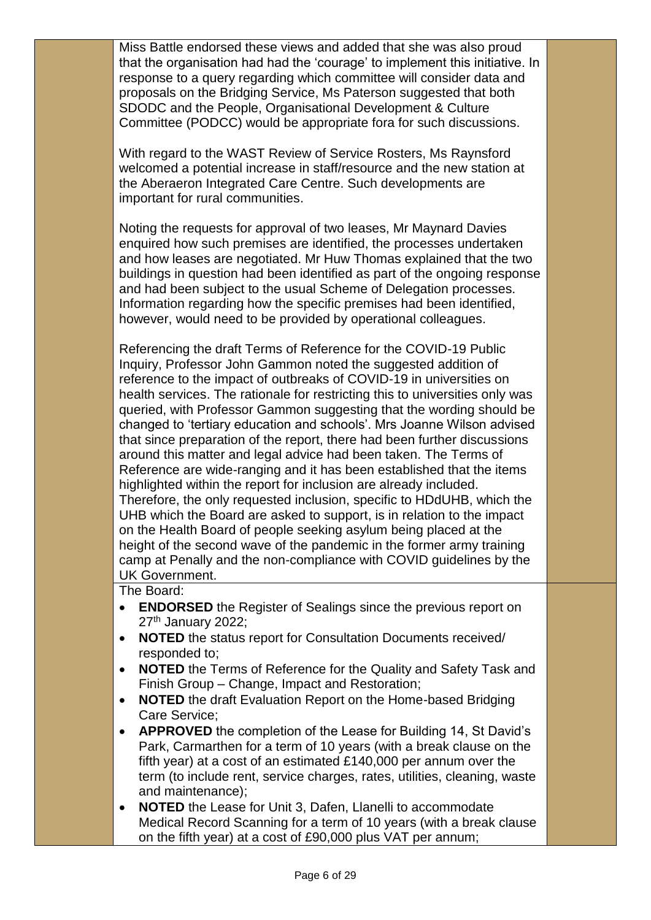Miss Battle endorsed these views and added that she was also proud that the organisation had had the 'courage' to implement this initiative. In response to a query regarding which committee will consider data and proposals on the Bridging Service, Ms Paterson suggested that both SDODC and the People, Organisational Development & Culture Committee (PODCC) would be appropriate fora for such discussions.

With regard to the WAST Review of Service Rosters, Ms Raynsford welcomed a potential increase in staff/resource and the new station at the Aberaeron Integrated Care Centre. Such developments are important for rural communities.

Noting the requests for approval of two leases, Mr Maynard Davies enquired how such premises are identified, the processes undertaken and how leases are negotiated. Mr Huw Thomas explained that the two buildings in question had been identified as part of the ongoing response and had been subject to the usual Scheme of Delegation processes. Information regarding how the specific premises had been identified, however, would need to be provided by operational colleagues.

Referencing the draft Terms of Reference for the COVID-19 Public Inquiry, Professor John Gammon noted the suggested addition of reference to the impact of outbreaks of COVID-19 in universities on health services. The rationale for restricting this to universities only was queried, with Professor Gammon suggesting that the wording should be changed to 'tertiary education and schools'. Mrs Joanne Wilson advised that since preparation of the report, there had been further discussions around this matter and legal advice had been taken. The Terms of Reference are wide-ranging and it has been established that the items highlighted within the report for inclusion are already included. Therefore, the only requested inclusion, specific to HDdUHB, which the UHB which the Board are asked to support, is in relation to the impact on the Health Board of people seeking asylum being placed at the height of the second wave of the pandemic in the former army training camp at Penally and the non-compliance with COVID guidelines by the UK Government.

The Board:

- **ENDORSED** the Register of Sealings since the previous report on 27th January 2022;
- **NOTED** the status report for Consultation Documents received/ responded to;
- **NOTED** the Terms of Reference for the Quality and Safety Task and Finish Group – Change, Impact and Restoration;
- **NOTED** the draft Evaluation Report on the Home-based Bridging Care Service;
- **APPROVED** the completion of the Lease for Building 14, St David's Park, Carmarthen for a term of 10 years (with a break clause on the fifth year) at a cost of an estimated £140,000 per annum over the term (to include rent, service charges, rates, utilities, cleaning, waste and maintenance);
- **NOTED** the Lease for Unit 3, Dafen, Llanelli to accommodate Medical Record Scanning for a term of 10 years (with a break clause on the fifth year) at a cost of £90,000 plus VAT per annum;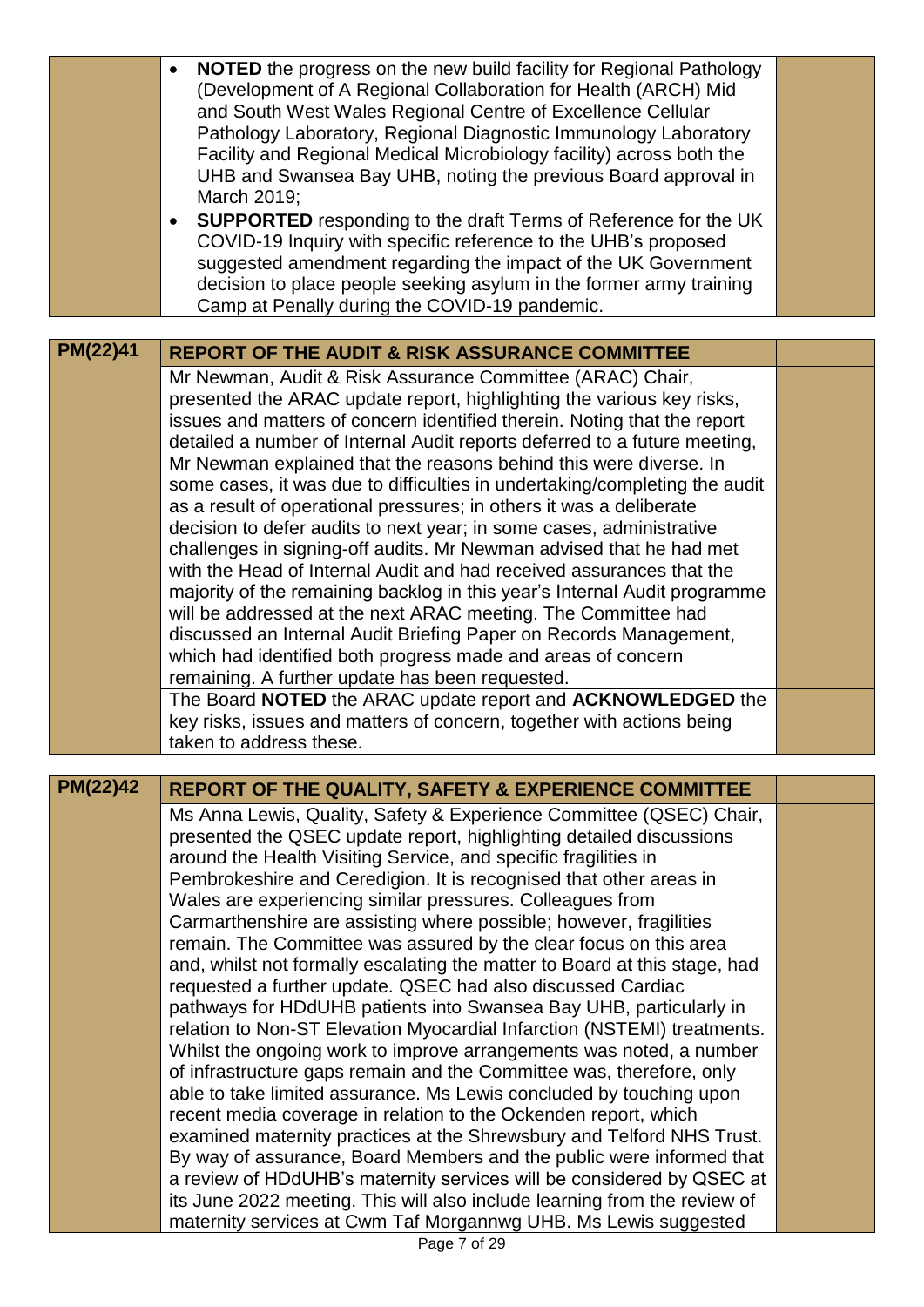| | | |
|---|---|---|
| | • **NOTED** the progress on the new build facility for Regional Pathology (Development of A Regional Collaboration for Health (ARCH) Mid and South West Wales Regional Centre of Excellence Cellular Pathology Laboratory, Regional Diagnostic Immunology Laboratory Facility and Regional Medical Microbiology facility) across both the UHB and Swansea Bay UHB, noting the previous Board approval in March 2019;<br>• **SUPPORTED** responding to the draft Terms of Reference for the UK COVID-19 Inquiry with specific reference to the UHB's proposed suggested amendment regarding the impact of the UK Government decision to place people seeking asylum in the former army training Camp at Penally during the COVID-19 pandemic. | |

| **PM(22)41** | **REPORT OF THE AUDIT & RISK ASSURANCE COMMITTEE** | |
|---|---|---|
| | Mr Newman, Audit & Risk Assurance Committee (ARAC) Chair, presented the ARAC update report, highlighting the various key risks, issues and matters of concern identified therein. Noting that the report detailed a number of Internal Audit reports deferred to a future meeting, Mr Newman explained that the reasons behind this were diverse. In some cases, it was due to difficulties in undertaking/completing the audit as a result of operational pressures; in others it was a deliberate decision to defer audits to next year; in some cases, administrative challenges in signing-off audits. Mr Newman advised that he had met with the Head of Internal Audit and had received assurances that the majority of the remaining backlog in this year's Internal Audit programme will be addressed at the next ARAC meeting. The Committee had discussed an Internal Audit Briefing Paper on Records Management, which had identified both progress made and areas of concern remaining. A further update has been requested. | |
| | The Board **NOTED** the ARAC update report and **ACKNOWLEDGED** the key risks, issues and matters of concern, together with actions being taken to address these. | |

| **PM(22)42** | **REPORT OF THE QUALITY, SAFETY & EXPERIENCE COMMITTEE** | |
|---|---|---|
| | Ms Anna Lewis, Quality, Safety & Experience Committee (QSEC) Chair, presented the QSEC update report, highlighting detailed discussions around the Health Visiting Service, and specific fragilities in Pembrokeshire and Ceredigion. It is recognised that other areas in Wales are experiencing similar pressures. Colleagues from Carmarthenshire are assisting where possible; however, fragilities remain. The Committee was assured by the clear focus on this area and, whilst not formally escalating the matter to Board at this stage, had requested a further update. QSEC had also discussed Cardiac pathways for HDdUHB patients into Swansea Bay UHB, particularly in relation to Non-ST Elevation Myocardial Infarction (NSTEMI) treatments. Whilst the ongoing work to improve arrangements was noted, a number of infrastructure gaps remain and the Committee was, therefore, only able to take limited assurance. Ms Lewis concluded by touching upon recent media coverage in relation to the Ockenden report, which examined maternity practices at the Shrewsbury and Telford NHS Trust. By way of assurance, Board Members and the public were informed that a review of HDdUHB's maternity services will be considered by QSEC at its June 2022 meeting. This will also include learning from the review of maternity services at Cwm Taf Morgannwg UHB. Ms Lewis suggested | |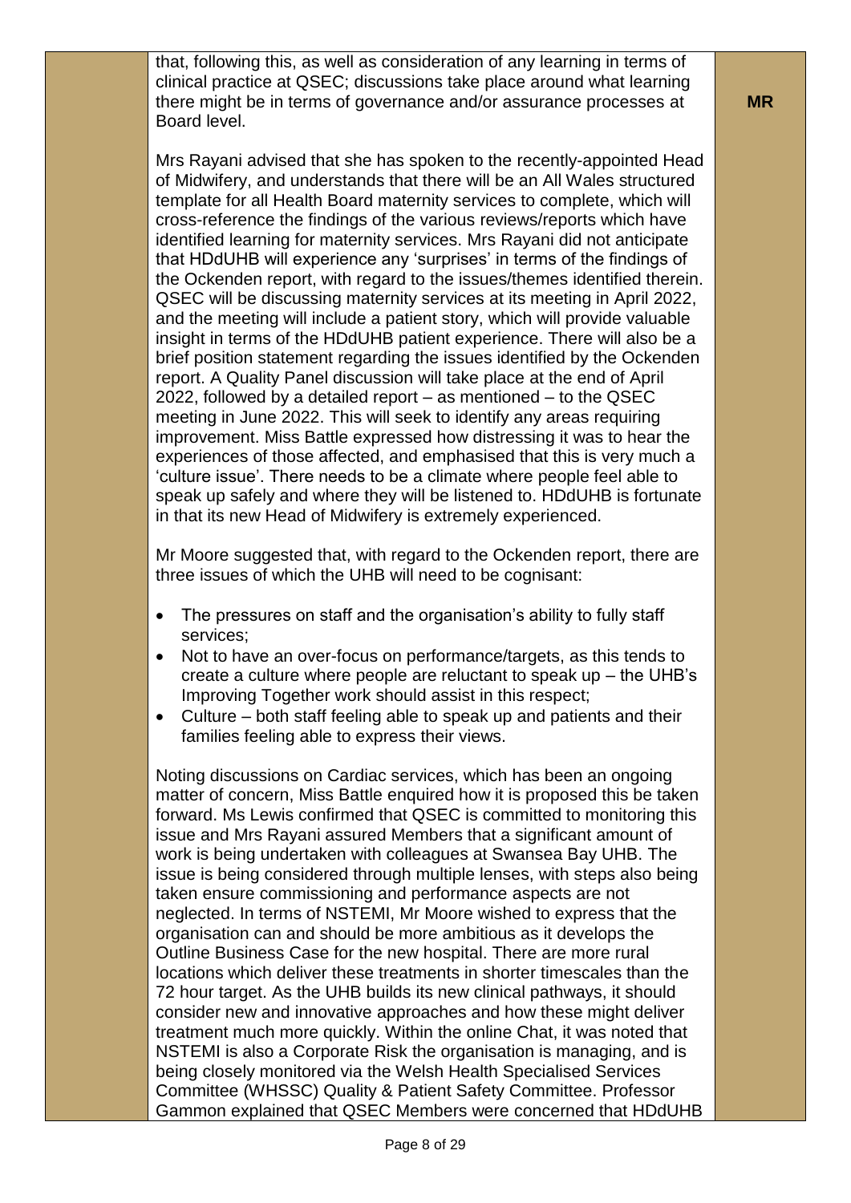that, following this, as well as consideration of any learning in terms of clinical practice at QSEC; discussions take place around what learning there might be in terms of governance and/or assurance processes at Board level. **MR**

Mrs Rayani advised that she has spoken to the recently-appointed Head of Midwifery, and understands that there will be an All Wales structured template for all Health Board maternity services to complete, which will cross-reference the findings of the various reviews/reports which have identified learning for maternity services. Mrs Rayani did not anticipate that HDdUHB will experience any 'surprises' in terms of the findings of the Ockenden report, with regard to the issues/themes identified therein. QSEC will be discussing maternity services at its meeting in April 2022, and the meeting will include a patient story, which will provide valuable insight in terms of the HDdUHB patient experience. There will also be a brief position statement regarding the issues identified by the Ockenden report. A Quality Panel discussion will take place at the end of April 2022, followed by a detailed report – as mentioned – to the QSEC meeting in June 2022. This will seek to identify any areas requiring improvement. Miss Battle expressed how distressing it was to hear the experiences of those affected, and emphasised that this is very much a 'culture issue'. There needs to be a climate where people feel able to speak up safely and where they will be listened to. HDdUHB is fortunate in that its new Head of Midwifery is extremely experienced.

Mr Moore suggested that, with regard to the Ockenden report, there are three issues of which the UHB will need to be cognisant:

- The pressures on staff and the organisation's ability to fully staff services;
- Not to have an over-focus on performance/targets, as this tends to create a culture where people are reluctant to speak up – the UHB's Improving Together work should assist in this respect;
- Culture – both staff feeling able to speak up and patients and their families feeling able to express their views.

Noting discussions on Cardiac services, which has been an ongoing matter of concern, Miss Battle enquired how it is proposed this be taken forward. Ms Lewis confirmed that QSEC is committed to monitoring this issue and Mrs Rayani assured Members that a significant amount of work is being undertaken with colleagues at Swansea Bay UHB. The issue is being considered through multiple lenses, with steps also being taken ensure commissioning and performance aspects are not neglected. In terms of NSTEMI, Mr Moore wished to express that the organisation can and should be more ambitious as it develops the Outline Business Case for the new hospital. There are more rural locations which deliver these treatments in shorter timescales than the 72 hour target. As the UHB builds its new clinical pathways, it should consider new and innovative approaches and how these might deliver treatment much more quickly. Within the online Chat, it was noted that NSTEMI is also a Corporate Risk the organisation is managing, and is being closely monitored via the Welsh Health Specialised Services Committee (WHSSC) Quality & Patient Safety Committee. Professor Gammon explained that QSEC Members were concerned that HDdUHB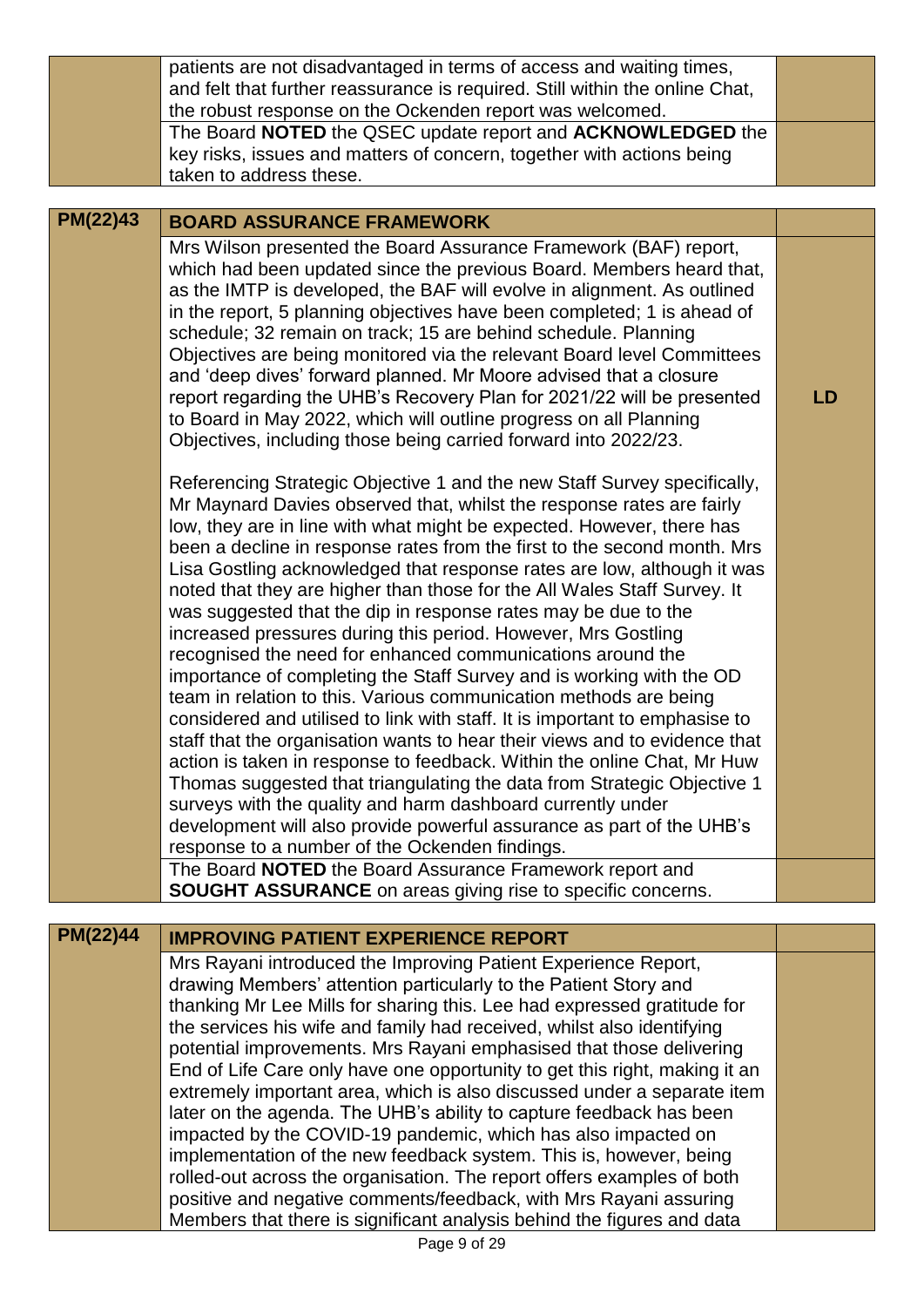| | | |
|---|---|---|
| | patients are not disadvantaged in terms of access and waiting times, and felt that further reassurance is required. Still within the online Chat, the robust response on the Ockenden report was welcomed. | |
| | The Board **NOTED** the QSEC update report and **ACKNOWLEDGED** the key risks, issues and matters of concern, together with actions being taken to address these. | |

| PM(22)43 | BOARD ASSURANCE FRAMEWORK | |
|---|---|---|
| | Mrs Wilson presented the Board Assurance Framework (BAF) report, which had been updated since the previous Board. Members heard that, as the IMTP is developed, the BAF will evolve in alignment. As outlined in the report, 5 planning objectives have been completed; 1 is ahead of schedule; 32 remain on track; 15 are behind schedule. Planning Objectives are being monitored via the relevant Board level Committees and 'deep dives' forward planned. Mr Moore advised that a closure report regarding the UHB's Recovery Plan for 2021/22 will be presented to Board in May 2022, which will outline progress on all Planning Objectives, including those being carried forward into 2022/23.<br><br>Referencing Strategic Objective 1 and the new Staff Survey specifically, Mr Maynard Davies observed that, whilst the response rates are fairly low, they are in line with what might be expected. However, there has been a decline in response rates from the first to the second month. Mrs Lisa Gostling acknowledged that response rates are low, although it was noted that they are higher than those for the All Wales Staff Survey. It was suggested that the dip in response rates may be due to the increased pressures during this period. However, Mrs Gostling recognised the need for enhanced communications around the importance of completing the Staff Survey and is working with the OD team in relation to this. Various communication methods are being considered and utilised to link with staff. It is important to emphasise to staff that the organisation wants to hear their views and to evidence that action is taken in response to feedback. Within the online Chat, Mr Huw Thomas suggested that triangulating the data from Strategic Objective 1 surveys with the quality and harm dashboard currently under development will also provide powerful assurance as part of the UHB's response to a number of the Ockenden findings. | LD |
| | The Board **NOTED** the Board Assurance Framework report and **SOUGHT ASSURANCE** on areas giving rise to specific concerns. | |

| PM(22)44 | IMPROVING PATIENT EXPERIENCE REPORT | |
|---|---|---|
| | Mrs Rayani introduced the Improving Patient Experience Report, drawing Members' attention particularly to the Patient Story and thanking Mr Lee Mills for sharing this. Lee had expressed gratitude for the services his wife and family had received, whilst also identifying potential improvements. Mrs Rayani emphasised that those delivering End of Life Care only have one opportunity to get this right, making it an extremely important area, which is also discussed under a separate item later on the agenda. The UHB's ability to capture feedback has been impacted by the COVID-19 pandemic, which has also impacted on implementation of the new feedback system. This is, however, being rolled-out across the organisation. The report offers examples of both positive and negative comments/feedback, with Mrs Rayani assuring Members that there is significant analysis behind the figures and data | |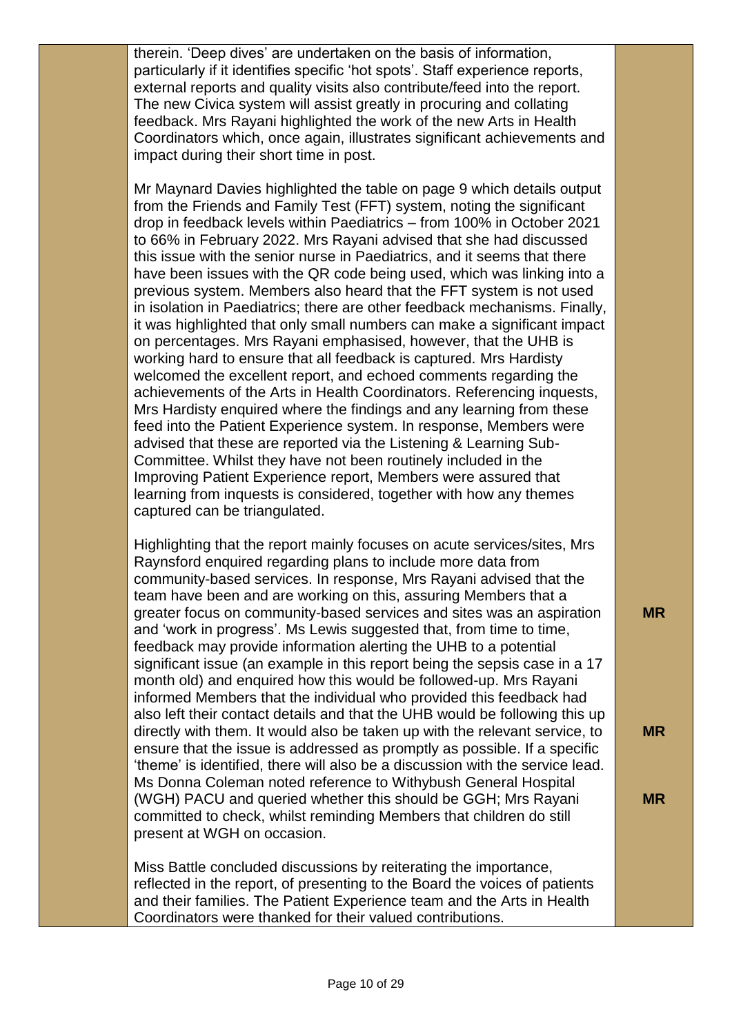| | | |
|---|---|---|
| | therein. 'Deep dives' are undertaken on the basis of information, particularly if it identifies specific 'hot spots'. Staff experience reports, external reports and quality visits also contribute/feed into the report. The new Civica system will assist greatly in procuring and collating feedback. Mrs Rayani highlighted the work of the new Arts in Health Coordinators which, once again, illustrates significant achievements and impact during their short time in post.<br><br>Mr Maynard Davies highlighted the table on page 9 which details output from the Friends and Family Test (FFT) system, noting the significant drop in feedback levels within Paediatrics – from 100% in October 2021 to 66% in February 2022. Mrs Rayani advised that she had discussed this issue with the senior nurse in Paediatrics, and it seems that there have been issues with the QR code being used, which was linking into a previous system. Members also heard that the FFT system is not used in isolation in Paediatrics; there are other feedback mechanisms. Finally, it was highlighted that only small numbers can make a significant impact on percentages. Mrs Rayani emphasised, however, that the UHB is working hard to ensure that all feedback is captured. Mrs Hardisty welcomed the excellent report, and echoed comments regarding the achievements of the Arts in Health Coordinators. Referencing inquests, Mrs Hardisty enquired where the findings and any learning from these feed into the Patient Experience system. In response, Members were advised that these are reported via the Listening & Learning Sub-Committee. Whilst they have not been routinely included in the Improving Patient Experience report, Members were assured that learning from inquests is considered, together with how any themes captured can be triangulated. | |
| | Highlighting that the report mainly focuses on acute services/sites, Mrs Raynsford enquired regarding plans to include more data from community-based services. In response, Mrs Rayani advised that the team have been and are working on this, assuring Members that a greater focus on community-based services and sites was an aspiration and 'work in progress'. | **MR** |
| | Ms Lewis suggested that, from time to time, feedback may provide information alerting the UHB to a potential significant issue (an example in this report being the sepsis case in a 17 month old) and enquired how this would be followed-up. Mrs Rayani informed Members that the individual who provided this feedback had also left their contact details and that the UHB would be following this up directly with them. It would also be taken up with the relevant service, to ensure that the issue is addressed as promptly as possible. If a specific 'theme' is identified, there will also be a discussion with the service lead. | **MR** |
| | Ms Donna Coleman noted reference to Withybush General Hospital (WGH) PACU and queried whether this should be GGH; Mrs Rayani committed to check, whilst reminding Members that children do still present at WGH on occasion. | **MR** |
| | Miss Battle concluded discussions by reiterating the importance, reflected in the report, of presenting to the Board the voices of patients and their families. The Patient Experience team and the Arts in Health Coordinators were thanked for their valued contributions. | |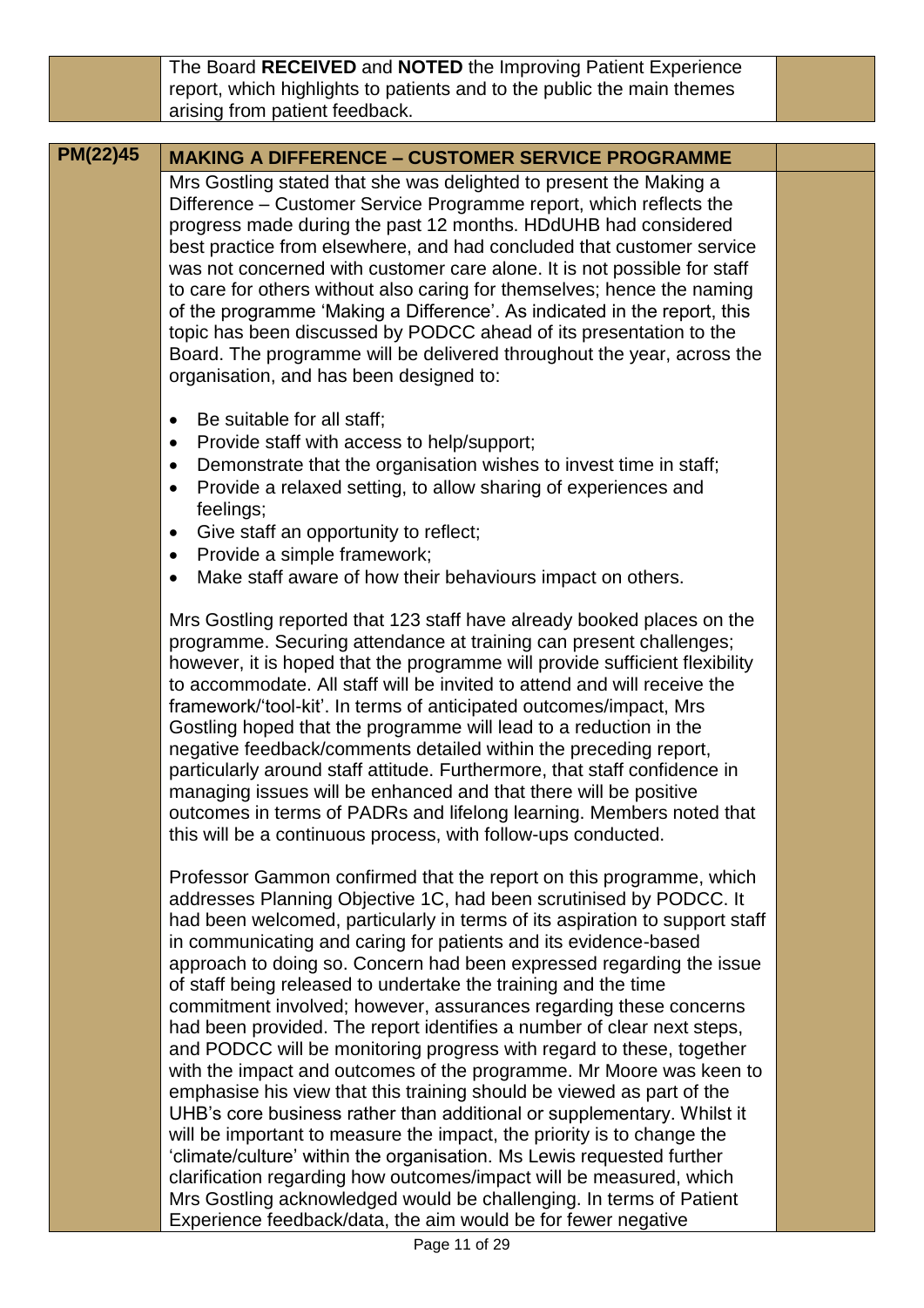The Board **RECEIVED** and **NOTED** the Improving Patient Experience report, which highlights to patients and to the public the main themes arising from patient feedback.

## PM(22)45 MAKING A DIFFERENCE – CUSTOMER SERVICE PROGRAMME

Mrs Gostling stated that she was delighted to present the Making a Difference – Customer Service Programme report, which reflects the progress made during the past 12 months. HDdUHB had considered best practice from elsewhere, and had concluded that customer service was not concerned with customer care alone. It is not possible for staff to care for others without also caring for themselves; hence the naming of the programme 'Making a Difference'. As indicated in the report, this topic has been discussed by PODCC ahead of its presentation to the Board. The programme will be delivered throughout the year, across the organisation, and has been designed to:

- Be suitable for all staff;
- Provide staff with access to help/support;
- Demonstrate that the organisation wishes to invest time in staff;
- Provide a relaxed setting, to allow sharing of experiences and feelings;
- Give staff an opportunity to reflect;
- Provide a simple framework;
- Make staff aware of how their behaviours impact on others.

Mrs Gostling reported that 123 staff have already booked places on the programme. Securing attendance at training can present challenges; however, it is hoped that the programme will provide sufficient flexibility to accommodate. All staff will be invited to attend and will receive the framework/'tool-kit'. In terms of anticipated outcomes/impact, Mrs Gostling hoped that the programme will lead to a reduction in the negative feedback/comments detailed within the preceding report, particularly around staff attitude. Furthermore, that staff confidence in managing issues will be enhanced and that there will be positive outcomes in terms of PADRs and lifelong learning. Members noted that this will be a continuous process, with follow-ups conducted.

Professor Gammon confirmed that the report on this programme, which addresses Planning Objective 1C, had been scrutinised by PODCC. It had been welcomed, particularly in terms of its aspiration to support staff in communicating and caring for patients and its evidence-based approach to doing so. Concern had been expressed regarding the issue of staff being released to undertake the training and the time commitment involved; however, assurances regarding these concerns had been provided. The report identifies a number of clear next steps, and PODCC will be monitoring progress with regard to these, together with the impact and outcomes of the programme. Mr Moore was keen to emphasise his view that this training should be viewed as part of the UHB's core business rather than additional or supplementary. Whilst it will be important to measure the impact, the priority is to change the 'climate/culture' within the organisation. Ms Lewis requested further clarification regarding how outcomes/impact will be measured, which Mrs Gostling acknowledged would be challenging. In terms of Patient Experience feedback/data, the aim would be for fewer negative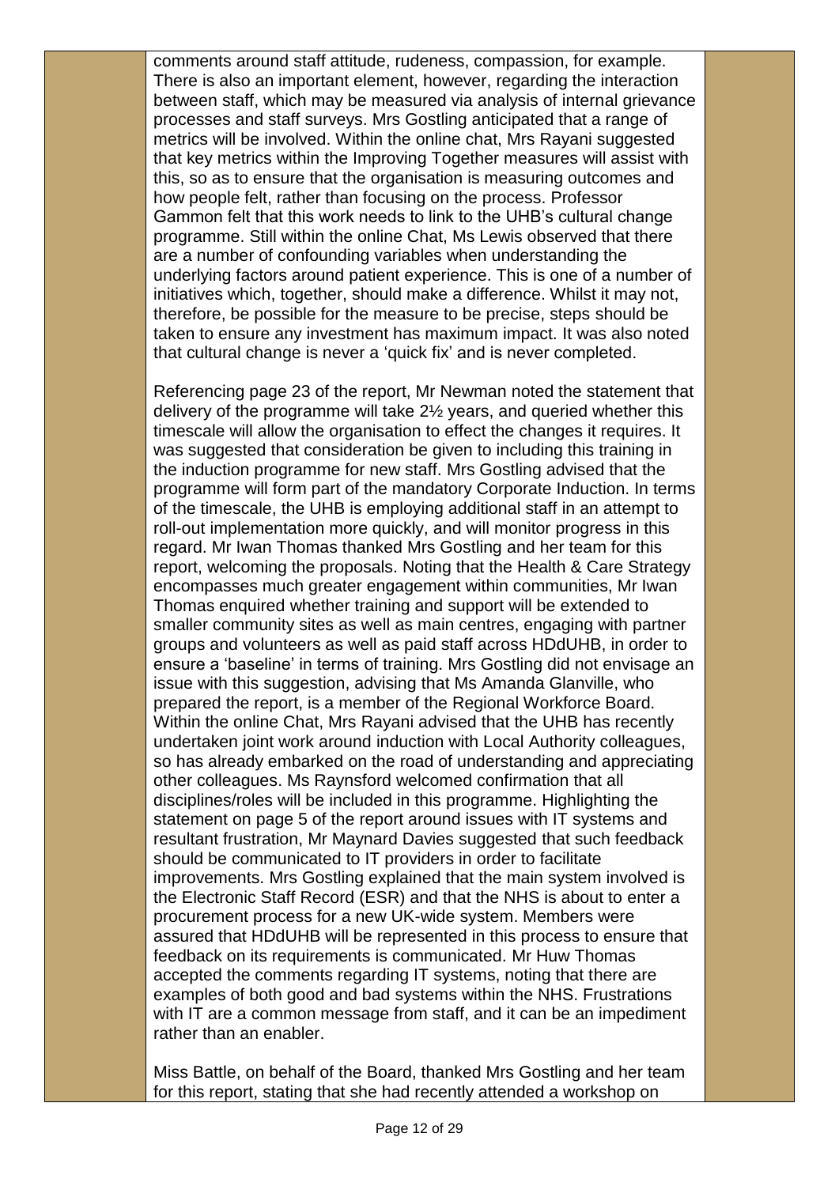comments around staff attitude, rudeness, compassion, for example. There is also an important element, however, regarding the interaction between staff, which may be measured via analysis of internal grievance processes and staff surveys. Mrs Gostling anticipated that a range of metrics will be involved. Within the online chat, Mrs Rayani suggested that key metrics within the Improving Together measures will assist with this, so as to ensure that the organisation is measuring outcomes and how people felt, rather than focusing on the process. Professor Gammon felt that this work needs to link to the UHB's cultural change programme. Still within the online Chat, Ms Lewis observed that there are a number of confounding variables when understanding the underlying factors around patient experience. This is one of a number of initiatives which, together, should make a difference. Whilst it may not, therefore, be possible for the measure to be precise, steps should be taken to ensure any investment has maximum impact. It was also noted that cultural change is never a 'quick fix' and is never completed.

Referencing page 23 of the report, Mr Newman noted the statement that delivery of the programme will take 2½ years, and queried whether this timescale will allow the organisation to effect the changes it requires. It was suggested that consideration be given to including this training in the induction programme for new staff. Mrs Gostling advised that the programme will form part of the mandatory Corporate Induction. In terms of the timescale, the UHB is employing additional staff in an attempt to roll-out implementation more quickly, and will monitor progress in this regard. Mr Iwan Thomas thanked Mrs Gostling and her team for this report, welcoming the proposals. Noting that the Health & Care Strategy encompasses much greater engagement within communities, Mr Iwan Thomas enquired whether training and support will be extended to smaller community sites as well as main centres, engaging with partner groups and volunteers as well as paid staff across HDdUHB, in order to ensure a 'baseline' in terms of training. Mrs Gostling did not envisage an issue with this suggestion, advising that Ms Amanda Glanville, who prepared the report, is a member of the Regional Workforce Board. Within the online Chat, Mrs Rayani advised that the UHB has recently undertaken joint work around induction with Local Authority colleagues, so has already embarked on the road of understanding and appreciating other colleagues. Ms Raynsford welcomed confirmation that all disciplines/roles will be included in this programme. Highlighting the statement on page 5 of the report around issues with IT systems and resultant frustration, Mr Maynard Davies suggested that such feedback should be communicated to IT providers in order to facilitate improvements. Mrs Gostling explained that the main system involved is the Electronic Staff Record (ESR) and that the NHS is about to enter a procurement process for a new UK-wide system. Members were assured that HDdUHB will be represented in this process to ensure that feedback on its requirements is communicated. Mr Huw Thomas accepted the comments regarding IT systems, noting that there are examples of both good and bad systems within the NHS. Frustrations with IT are a common message from staff, and it can be an impediment rather than an enabler.

Miss Battle, on behalf of the Board, thanked Mrs Gostling and her team for this report, stating that she had recently attended a workshop on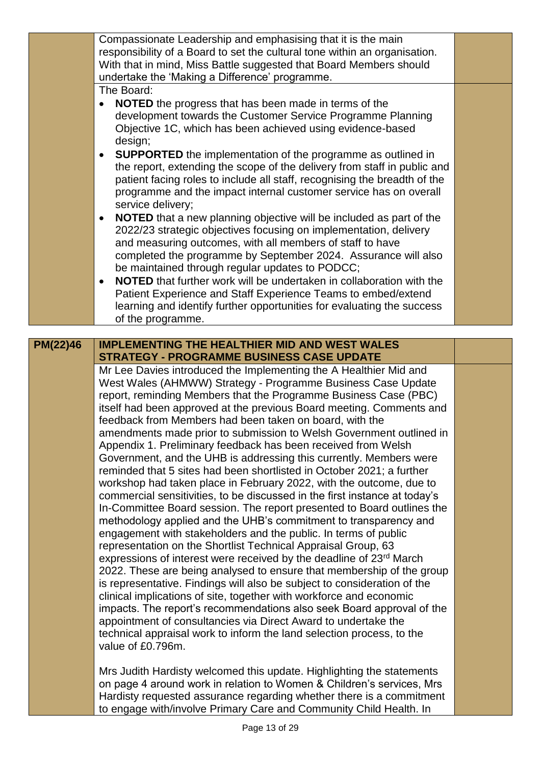| | | |
|---|---|---|
| | Compassionate Leadership and emphasising that it is the main responsibility of a Board to set the cultural tone within an organisation. With that in mind, Miss Battle suggested that Board Members should undertake the 'Making a Difference' programme. | |
| | The Board:<br>• **NOTED** the progress that has been made in terms of the development towards the Customer Service Programme Planning Objective 1C, which has been achieved using evidence-based design;<br>• **SUPPORTED** the implementation of the programme as outlined in the report, extending the scope of the delivery from staff in public and patient facing roles to include all staff, recognising the breadth of the programme and the impact internal customer service has on overall service delivery;<br>• **NOTED** that a new planning objective will be included as part of the 2022/23 strategic objectives focusing on implementation, delivery and measuring outcomes, with all members of staff to have completed the programme by September 2024. Assurance will also be maintained through regular updates to PODCC;<br>• **NOTED** that further work will be undertaken in collaboration with the Patient Experience and Staff Experience Teams to embed/extend learning and identify further opportunities for evaluating the success of the programme. | |

| | | |
|---|---|---|
| **PM(22)46** | **IMPLEMENTING THE HEALTHIER MID AND WEST WALES STRATEGY - PROGRAMME BUSINESS CASE UPDATE** | |
| | Mr Lee Davies introduced the Implementing the A Healthier Mid and West Wales (AHMWW) Strategy - Programme Business Case Update report, reminding Members that the Programme Business Case (PBC) itself had been approved at the previous Board meeting. Comments and feedback from Members had been taken on board, with the amendments made prior to submission to Welsh Government outlined in Appendix 1. Preliminary feedback has been received from Welsh Government, and the UHB is addressing this currently. Members were reminded that 5 sites had been shortlisted in October 2021; a further workshop had taken place in February 2022, with the outcome, due to commercial sensitivities, to be discussed in the first instance at today's In-Committee Board session. The report presented to Board outlines the methodology applied and the UHB's commitment to transparency and engagement with stakeholders and the public. In terms of public representation on the Shortlist Technical Appraisal Group, 63 expressions of interest were received by the deadline of 23rd March 2022. These are being analysed to ensure that membership of the group is representative. Findings will also be subject to consideration of the clinical implications of site, together with workforce and economic impacts. The report's recommendations also seek Board approval of the appointment of consultancies via Direct Award to undertake the technical appraisal work to inform the land selection process, to the value of £0.796m.<br><br>Mrs Judith Hardisty welcomed this update. Highlighting the statements on page 4 around work in relation to Women & Children's services, Mrs Hardisty requested assurance regarding whether there is a commitment to engage with/involve Primary Care and Community Child Health. In | |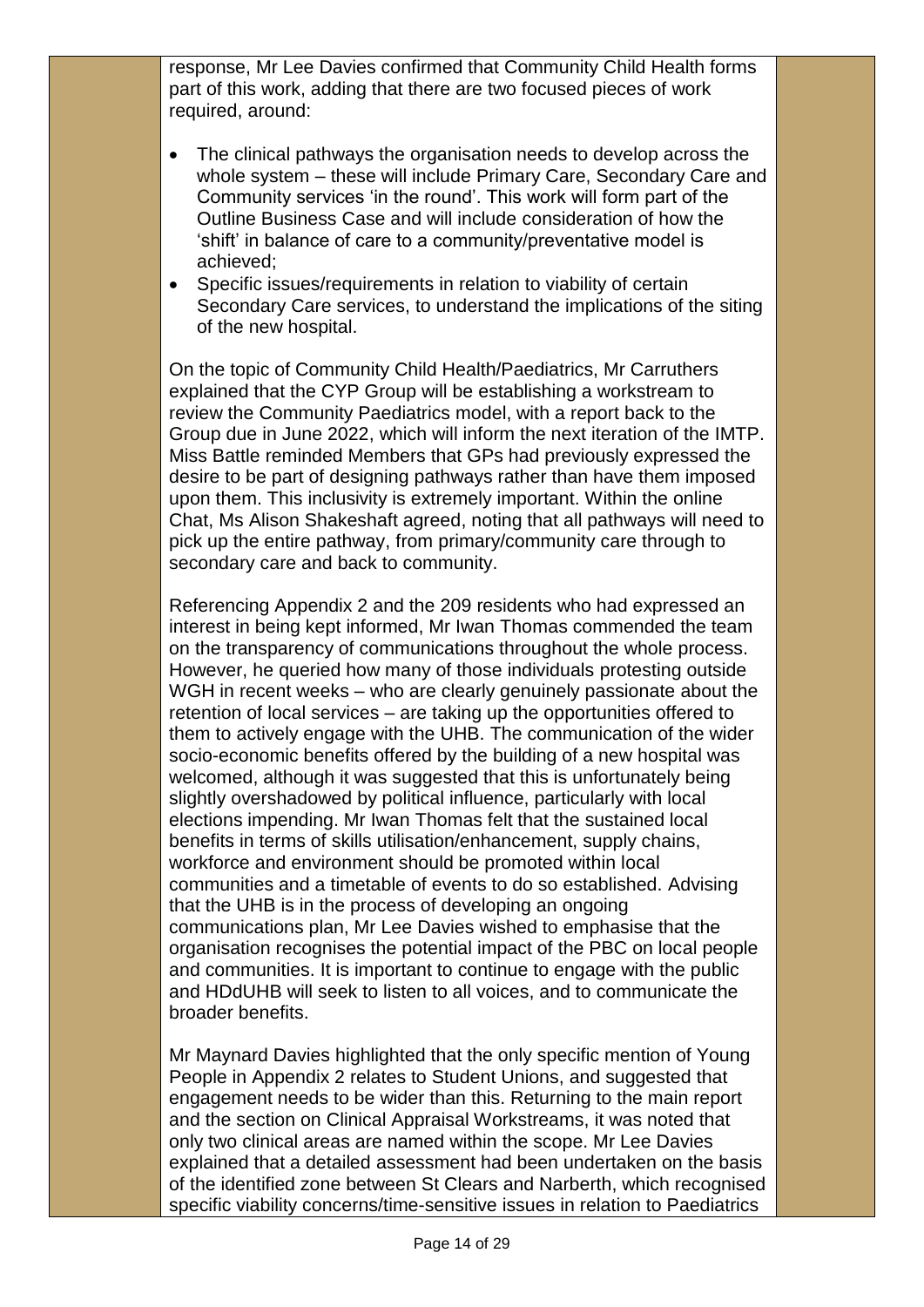response, Mr Lee Davies confirmed that Community Child Health forms part of this work, adding that there are two focused pieces of work required, around:

- The clinical pathways the organisation needs to develop across the whole system – these will include Primary Care, Secondary Care and Community services 'in the round'. This work will form part of the Outline Business Case and will include consideration of how the 'shift' in balance of care to a community/preventative model is achieved;
- Specific issues/requirements in relation to viability of certain Secondary Care services, to understand the implications of the siting of the new hospital.

On the topic of Community Child Health/Paediatrics, Mr Carruthers explained that the CYP Group will be establishing a workstream to review the Community Paediatrics model, with a report back to the Group due in June 2022, which will inform the next iteration of the IMTP. Miss Battle reminded Members that GPs had previously expressed the desire to be part of designing pathways rather than have them imposed upon them. This inclusivity is extremely important. Within the online Chat, Ms Alison Shakeshaft agreed, noting that all pathways will need to pick up the entire pathway, from primary/community care through to secondary care and back to community.

Referencing Appendix 2 and the 209 residents who had expressed an interest in being kept informed, Mr Iwan Thomas commended the team on the transparency of communications throughout the whole process. However, he queried how many of those individuals protesting outside WGH in recent weeks – who are clearly genuinely passionate about the retention of local services – are taking up the opportunities offered to them to actively engage with the UHB. The communication of the wider socio-economic benefits offered by the building of a new hospital was welcomed, although it was suggested that this is unfortunately being slightly overshadowed by political influence, particularly with local elections impending. Mr Iwan Thomas felt that the sustained local benefits in terms of skills utilisation/enhancement, supply chains, workforce and environment should be promoted within local communities and a timetable of events to do so established. Advising that the UHB is in the process of developing an ongoing communications plan, Mr Lee Davies wished to emphasise that the organisation recognises the potential impact of the PBC on local people and communities. It is important to continue to engage with the public and HDdUHB will seek to listen to all voices, and to communicate the broader benefits.

Mr Maynard Davies highlighted that the only specific mention of Young People in Appendix 2 relates to Student Unions, and suggested that engagement needs to be wider than this. Returning to the main report and the section on Clinical Appraisal Workstreams, it was noted that only two clinical areas are named within the scope. Mr Lee Davies explained that a detailed assessment had been undertaken on the basis of the identified zone between St Clears and Narberth, which recognised specific viability concerns/time-sensitive issues in relation to Paediatrics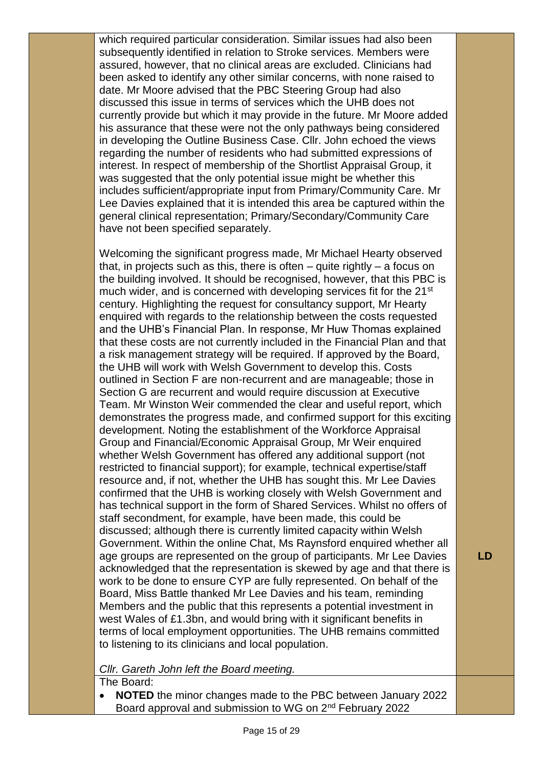| | | |
|---|---|---|
| | which required particular consideration. Similar issues had also been subsequently identified in relation to Stroke services. Members were assured, however, that no clinical areas are excluded. Clinicians had been asked to identify any other similar concerns, with none raised to date. Mr Moore advised that the PBC Steering Group had also discussed this issue in terms of services which the UHB does not currently provide but which it may provide in the future. Mr Moore added his assurance that these were not the only pathways being considered in developing the Outline Business Case. Cllr. John echoed the views regarding the number of residents who had submitted expressions of interest. In respect of membership of the Shortlist Appraisal Group, it was suggested that the only potential issue might be whether this includes sufficient/appropriate input from Primary/Community Care. Mr Lee Davies explained that it is intended this area be captured within the general clinical representation; Primary/Secondary/Community Care have not been specified separately.<br><br>Welcoming the significant progress made, Mr Michael Hearty observed that, in projects such as this, there is often – quite rightly – a focus on the building involved. It should be recognised, however, that this PBC is much wider, and is concerned with developing services fit for the 21st century. Highlighting the request for consultancy support, Mr Hearty enquired with regards to the relationship between the costs requested and the UHB's Financial Plan. In response, Mr Huw Thomas explained that these costs are not currently included in the Financial Plan and that a risk management strategy will be required. If approved by the Board, the UHB will work with Welsh Government to develop this. Costs outlined in Section F are non-recurrent and are manageable; those in Section G are recurrent and would require discussion at Executive Team. Mr Winston Weir commended the clear and useful report, which demonstrates the progress made, and confirmed support for this exciting development. Noting the establishment of the Workforce Appraisal Group and Financial/Economic Appraisal Group, Mr Weir enquired whether Welsh Government has offered any additional support (not restricted to financial support); for example, technical expertise/staff resource and, if not, whether the UHB has sought this. Mr Lee Davies confirmed that the UHB is working closely with Welsh Government and has technical support in the form of Shared Services. Whilst no offers of staff secondment, for example, have been made, this could be discussed; although there is currently limited capacity within Welsh Government. Within the online Chat, Ms Raynsford enquired whether all age groups are represented on the group of participants. Mr Lee Davies acknowledged that the representation is skewed by age and that there is work to be done to ensure CYP are fully represented. On behalf of the Board, Miss Battle thanked Mr Lee Davies and his team, reminding Members and the public that this represents a potential investment in west Wales of £1.3bn, and would bring with it significant benefits in terms of local employment opportunities. The UHB remains committed to listening to its clinicians and local population.<br><br>*Cllr. Gareth John left the Board meeting.* | **LD** |
| | The Board:<br>• **NOTED** the minor changes made to the PBC between January 2022 Board approval and submission to WG on 2nd February 2022 | |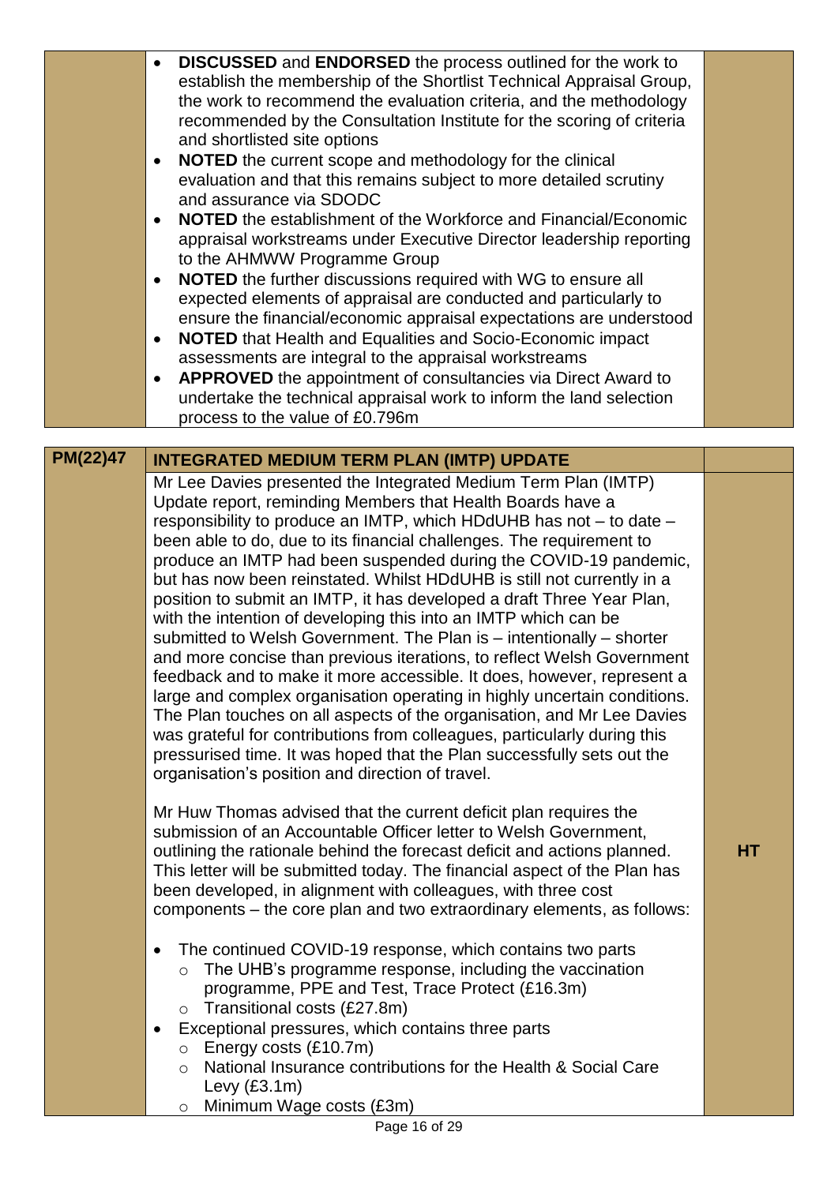|  |  |  |
|---|---|---|
|  | • **DISCUSSED** and **ENDORSED** the process outlined for the work to establish the membership of the Shortlist Technical Appraisal Group, the work to recommend the evaluation criteria, and the methodology recommended by the Consultation Institute for the scoring of criteria and shortlisted site options<br>• **NOTED** the current scope and methodology for the clinical evaluation and that this remains subject to more detailed scrutiny and assurance via SDODC<br>• **NOTED** the establishment of the Workforce and Financial/Economic appraisal workstreams under Executive Director leadership reporting to the AHMWW Programme Group<br>• **NOTED** the further discussions required with WG to ensure all expected elements of appraisal are conducted and particularly to ensure the financial/economic appraisal expectations are understood<br>• **NOTED** that Health and Equalities and Socio-Economic impact assessments are integral to the appraisal workstreams<br>• **APPROVED** the appointment of consultancies via Direct Award to undertake the technical appraisal work to inform the land selection process to the value of £0.796m |  |

| **PM(22)47** | **INTEGRATED MEDIUM TERM PLAN (IMTP) UPDATE** |  |
|---|---|---|
|  | Mr Lee Davies presented the Integrated Medium Term Plan (IMTP) Update report, reminding Members that Health Boards have a responsibility to produce an IMTP, which HDdUHB has not – to date – been able to do, due to its financial challenges. The requirement to produce an IMTP had been suspended during the COVID-19 pandemic, but has now been reinstated. Whilst HDdUHB is still not currently in a position to submit an IMTP, it has developed a draft Three Year Plan, with the intention of developing this into an IMTP which can be submitted to Welsh Government. The Plan is – intentionally – shorter and more concise than previous iterations, to reflect Welsh Government feedback and to make it more accessible. It does, however, represent a large and complex organisation operating in highly uncertain conditions. The Plan touches on all aspects of the organisation, and Mr Lee Davies was grateful for contributions from colleagues, particularly during this pressurised time. It was hoped that the Plan successfully sets out the organisation's position and direction of travel.<br><br>Mr Huw Thomas advised that the current deficit plan requires the submission of an Accountable Officer letter to Welsh Government, outlining the rationale behind the forecast deficit and actions planned. This letter will be submitted today. The financial aspect of the Plan has been developed, in alignment with colleagues, with three cost components – the core plan and two extraordinary elements, as follows:<br><br>• The continued COVID-19 response, which contains two parts<br>  ○ The UHB's programme response, including the vaccination programme, PPE and Test, Trace Protect (£16.3m)<br>  ○ Transitional costs (£27.8m)<br>• Exceptional pressures, which contains three parts<br>  ○ Energy costs (£10.7m)<br>  ○ National Insurance contributions for the Health & Social Care Levy (£3.1m)<br>  ○ Minimum Wage costs (£3m) | **HT** |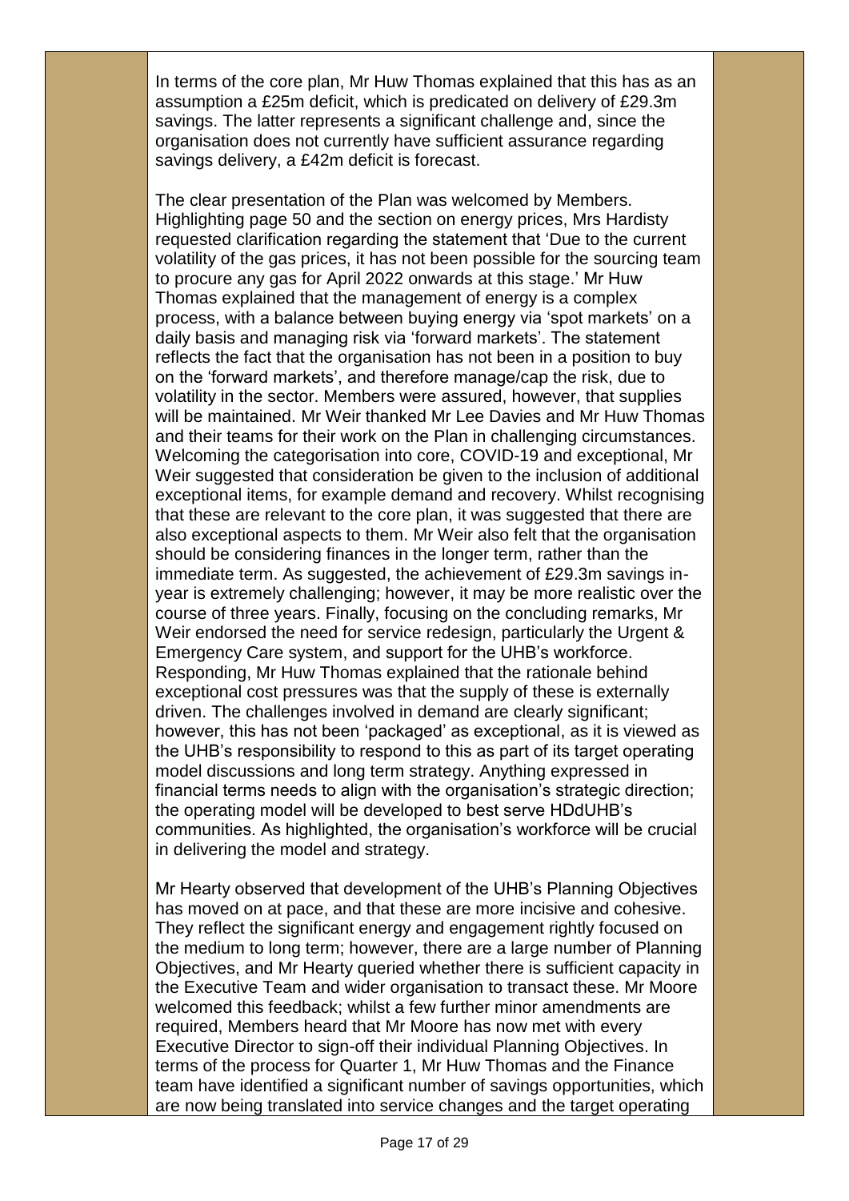In terms of the core plan, Mr Huw Thomas explained that this has as an assumption a £25m deficit, which is predicated on delivery of £29.3m savings. The latter represents a significant challenge and, since the organisation does not currently have sufficient assurance regarding savings delivery, a £42m deficit is forecast.

The clear presentation of the Plan was welcomed by Members. Highlighting page 50 and the section on energy prices, Mrs Hardisty requested clarification regarding the statement that 'Due to the current volatility of the gas prices, it has not been possible for the sourcing team to procure any gas for April 2022 onwards at this stage.' Mr Huw Thomas explained that the management of energy is a complex process, with a balance between buying energy via 'spot markets' on a daily basis and managing risk via 'forward markets'. The statement reflects the fact that the organisation has not been in a position to buy on the 'forward markets', and therefore manage/cap the risk, due to volatility in the sector. Members were assured, however, that supplies will be maintained. Mr Weir thanked Mr Lee Davies and Mr Huw Thomas and their teams for their work on the Plan in challenging circumstances. Welcoming the categorisation into core, COVID-19 and exceptional, Mr Weir suggested that consideration be given to the inclusion of additional exceptional items, for example demand and recovery. Whilst recognising that these are relevant to the core plan, it was suggested that there are also exceptional aspects to them. Mr Weir also felt that the organisation should be considering finances in the longer term, rather than the immediate term. As suggested, the achievement of £29.3m savings in-year is extremely challenging; however, it may be more realistic over the course of three years. Finally, focusing on the concluding remarks, Mr Weir endorsed the need for service redesign, particularly the Urgent & Emergency Care system, and support for the UHB's workforce. Responding, Mr Huw Thomas explained that the rationale behind exceptional cost pressures was that the supply of these is externally driven. The challenges involved in demand are clearly significant; however, this has not been 'packaged' as exceptional, as it is viewed as the UHB's responsibility to respond to this as part of its target operating model discussions and long term strategy. Anything expressed in financial terms needs to align with the organisation's strategic direction; the operating model will be developed to best serve HDdUHB's communities. As highlighted, the organisation's workforce will be crucial in delivering the model and strategy.

Mr Hearty observed that development of the UHB's Planning Objectives has moved on at pace, and that these are more incisive and cohesive. They reflect the significant energy and engagement rightly focused on the medium to long term; however, there are a large number of Planning Objectives, and Mr Hearty queried whether there is sufficient capacity in the Executive Team and wider organisation to transact these. Mr Moore welcomed this feedback; whilst a few further minor amendments are required, Members heard that Mr Moore has now met with every Executive Director to sign-off their individual Planning Objectives. In terms of the process for Quarter 1, Mr Huw Thomas and the Finance team have identified a significant number of savings opportunities, which are now being translated into service changes and the target operating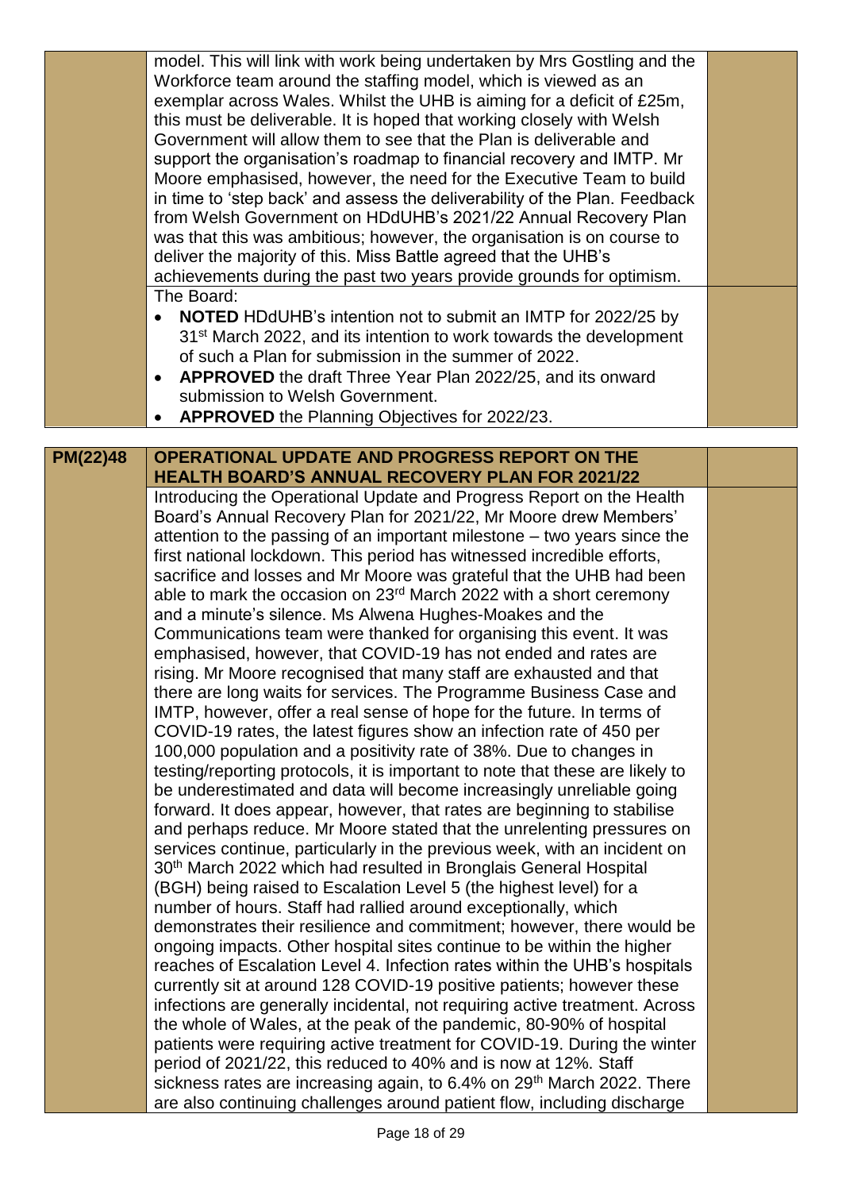| | | |
|---|---|---|
| | model. This will link with work being undertaken by Mrs Gostling and the Workforce team around the staffing model, which is viewed as an exemplar across Wales. Whilst the UHB is aiming for a deficit of £25m, this must be deliverable. It is hoped that working closely with Welsh Government will allow them to see that the Plan is deliverable and support the organisation's roadmap to financial recovery and IMTP. Mr Moore emphasised, however, the need for the Executive Team to build in time to 'step back' and assess the deliverability of the Plan. Feedback from Welsh Government on HDdUHB's 2021/22 Annual Recovery Plan was that this was ambitious; however, the organisation is on course to deliver the majority of this. Miss Battle agreed that the UHB's achievements during the past two years provide grounds for optimism. | |
| | The Board:<br>• **NOTED** HDdUHB's intention not to submit an IMTP for 2022/25 by 31st March 2022, and its intention to work towards the development of such a Plan for submission in the summer of 2022.<br>• **APPROVED** the draft Three Year Plan 2022/25, and its onward submission to Welsh Government.<br>• **APPROVED** the Planning Objectives for 2022/23. | |

| | | |
|---|---|---|
| **PM(22)48** | **OPERATIONAL UPDATE AND PROGRESS REPORT ON THE HEALTH BOARD'S ANNUAL RECOVERY PLAN FOR 2021/22** | |
| | Introducing the Operational Update and Progress Report on the Health Board's Annual Recovery Plan for 2021/22, Mr Moore drew Members' attention to the passing of an important milestone – two years since the first national lockdown. This period has witnessed incredible efforts, sacrifice and losses and Mr Moore was grateful that the UHB had been able to mark the occasion on 23rd March 2022 with a short ceremony and a minute's silence. Ms Alwena Hughes-Moakes and the Communications team were thanked for organising this event. It was emphasised, however, that COVID-19 has not ended and rates are rising. Mr Moore recognised that many staff are exhausted and that there are long waits for services. The Programme Business Case and IMTP, however, offer a real sense of hope for the future. In terms of COVID-19 rates, the latest figures show an infection rate of 450 per 100,000 population and a positivity rate of 38%. Due to changes in testing/reporting protocols, it is important to note that these are likely to be underestimated and data will become increasingly unreliable going forward. It does appear, however, that rates are beginning to stabilise and perhaps reduce. Mr Moore stated that the unrelenting pressures on services continue, particularly in the previous week, with an incident on 30th March 2022 which had resulted in Bronglais General Hospital (BGH) being raised to Escalation Level 5 (the highest level) for a number of hours. Staff had rallied around exceptionally, which demonstrates their resilience and commitment; however, there would be ongoing impacts. Other hospital sites continue to be within the higher reaches of Escalation Level 4. Infection rates within the UHB's hospitals currently sit at around 128 COVID-19 positive patients; however these infections are generally incidental, not requiring active treatment. Across the whole of Wales, at the peak of the pandemic, 80-90% of hospital patients were requiring active treatment for COVID-19. During the winter period of 2021/22, this reduced to 40% and is now at 12%. Staff sickness rates are increasing again, to 6.4% on 29th March 2022. There are also continuing challenges around patient flow, including discharge | |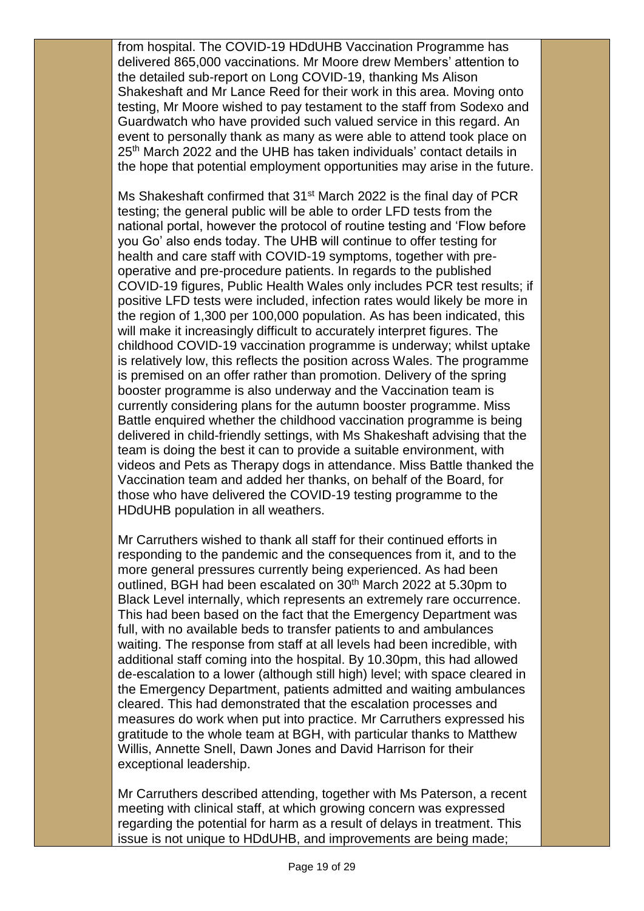from hospital. The COVID-19 HDdUHB Vaccination Programme has delivered 865,000 vaccinations. Mr Moore drew Members' attention to the detailed sub-report on Long COVID-19, thanking Ms Alison Shakeshaft and Mr Lance Reed for their work in this area. Moving onto testing, Mr Moore wished to pay testament to the staff from Sodexo and Guardwatch who have provided such valued service in this regard. An event to personally thank as many as were able to attend took place on 25th March 2022 and the UHB has taken individuals' contact details in the hope that potential employment opportunities may arise in the future.

Ms Shakeshaft confirmed that 31st March 2022 is the final day of PCR testing; the general public will be able to order LFD tests from the national portal, however the protocol of routine testing and 'Flow before you Go' also ends today. The UHB will continue to offer testing for health and care staff with COVID-19 symptoms, together with pre-operative and pre-procedure patients. In regards to the published COVID-19 figures, Public Health Wales only includes PCR test results; if positive LFD tests were included, infection rates would likely be more in the region of 1,300 per 100,000 population. As has been indicated, this will make it increasingly difficult to accurately interpret figures. The childhood COVID-19 vaccination programme is underway; whilst uptake is relatively low, this reflects the position across Wales. The programme is premised on an offer rather than promotion. Delivery of the spring booster programme is also underway and the Vaccination team is currently considering plans for the autumn booster programme. Miss Battle enquired whether the childhood vaccination programme is being delivered in child-friendly settings, with Ms Shakeshaft advising that the team is doing the best it can to provide a suitable environment, with videos and Pets as Therapy dogs in attendance. Miss Battle thanked the Vaccination team and added her thanks, on behalf of the Board, for those who have delivered the COVID-19 testing programme to the HDdUHB population in all weathers.

Mr Carruthers wished to thank all staff for their continued efforts in responding to the pandemic and the consequences from it, and to the more general pressures currently being experienced. As had been outlined, BGH had been escalated on 30th March 2022 at 5.30pm to Black Level internally, which represents an extremely rare occurrence. This had been based on the fact that the Emergency Department was full, with no available beds to transfer patients to and ambulances waiting. The response from staff at all levels had been incredible, with additional staff coming into the hospital. By 10.30pm, this had allowed de-escalation to a lower (although still high) level; with space cleared in the Emergency Department, patients admitted and waiting ambulances cleared. This had demonstrated that the escalation processes and measures do work when put into practice. Mr Carruthers expressed his gratitude to the whole team at BGH, with particular thanks to Matthew Willis, Annette Snell, Dawn Jones and David Harrison for their exceptional leadership.

Mr Carruthers described attending, together with Ms Paterson, a recent meeting with clinical staff, at which growing concern was expressed regarding the potential for harm as a result of delays in treatment. This issue is not unique to HDdUHB, and improvements are being made;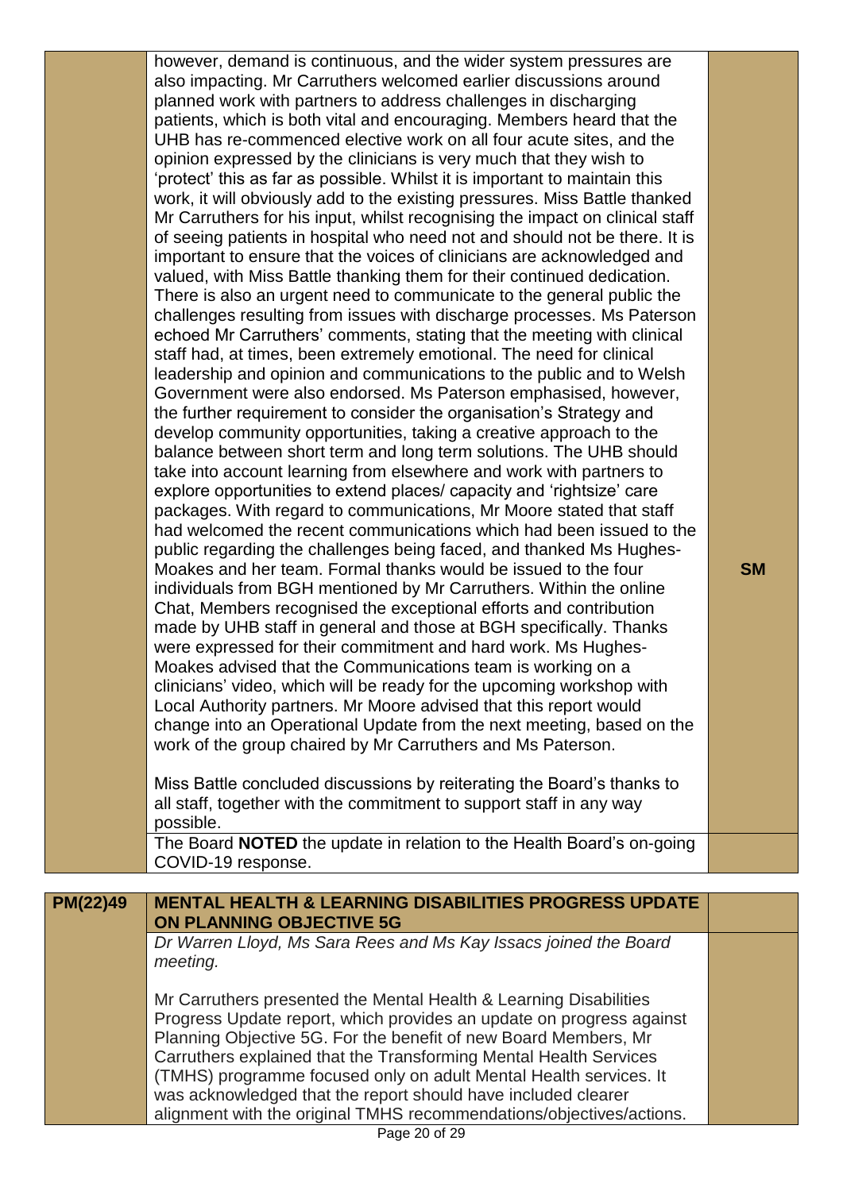| | | |
|---|---|---|
| | however, demand is continuous, and the wider system pressures are also impacting. Mr Carruthers welcomed earlier discussions around planned work with partners to address challenges in discharging patients, which is both vital and encouraging. Members heard that the UHB has re-commenced elective work on all four acute sites, and the opinion expressed by the clinicians is very much that they wish to 'protect' this as far as possible. Whilst it is important to maintain this work, it will obviously add to the existing pressures. Miss Battle thanked Mr Carruthers for his input, whilst recognising the impact on clinical staff of seeing patients in hospital who need not and should not be there. It is important to ensure that the voices of clinicians are acknowledged and valued, with Miss Battle thanking them for their continued dedication. There is also an urgent need to communicate to the general public the challenges resulting from issues with discharge processes. Ms Paterson echoed Mr Carruthers' comments, stating that the meeting with clinical staff had, at times, been extremely emotional. The need for clinical leadership and opinion and communications to the public and to Welsh Government were also endorsed. Ms Paterson emphasised, however, the further requirement to consider the organisation's Strategy and develop community opportunities, taking a creative approach to the balance between short term and long term solutions. The UHB should take into account learning from elsewhere and work with partners to explore opportunities to extend places/ capacity and 'rightsize' care packages. With regard to communications, Mr Moore stated that staff had welcomed the recent communications which had been issued to the public regarding the challenges being faced, and thanked Ms Hughes-Moakes and her team. Formal thanks would be issued to the four individuals from BGH mentioned by Mr Carruthers. Within the online Chat, Members recognised the exceptional efforts and contribution made by UHB staff in general and those at BGH specifically. Thanks were expressed for their commitment and hard work. Ms Hughes-Moakes advised that the Communications team is working on a clinicians' video, which will be ready for the upcoming workshop with Local Authority partners. Mr Moore advised that this report would change into an Operational Update from the next meeting, based on the work of the group chaired by Mr Carruthers and Ms Paterson.<br><br>Miss Battle concluded discussions by reiterating the Board's thanks to all staff, together with the commitment to support staff in any way possible. | **SM** |
| | The Board **NOTED** the update in relation to the Health Board's on-going COVID-19 response. | |

| | | |
|---|---|---|
| **PM(22)49** | **MENTAL HEALTH & LEARNING DISABILITIES PROGRESS UPDATE ON PLANNING OBJECTIVE 5G** | |
| | *Dr Warren Lloyd, Ms Sara Rees and Ms Kay Issacs joined the Board meeting.*<br><br>Mr Carruthers presented the Mental Health & Learning Disabilities Progress Update report, which provides an update on progress against Planning Objective 5G. For the benefit of new Board Members, Mr Carruthers explained that the Transforming Mental Health Services (TMHS) programme focused only on adult Mental Health services. It was acknowledged that the report should have included clearer alignment with the original TMHS recommendations/objectives/actions. | |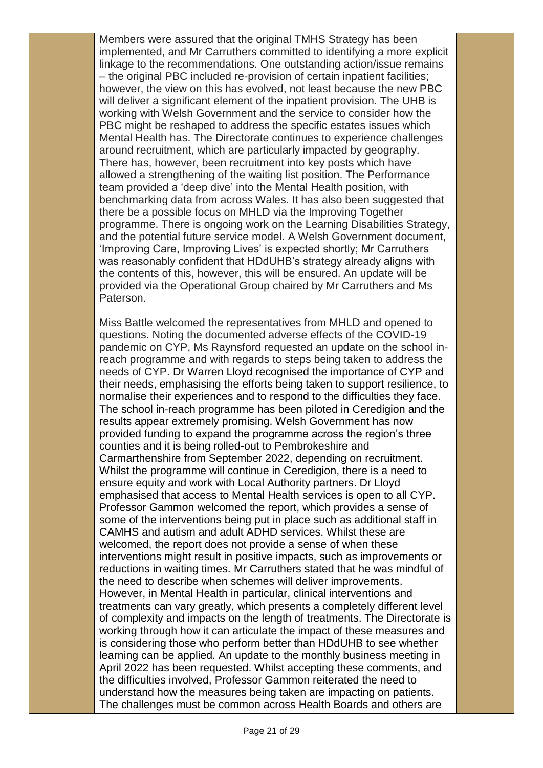Members were assured that the original TMHS Strategy has been implemented, and Mr Carruthers committed to identifying a more explicit linkage to the recommendations. One outstanding action/issue remains – the original PBC included re-provision of certain inpatient facilities; however, the view on this has evolved, not least because the new PBC will deliver a significant element of the inpatient provision. The UHB is working with Welsh Government and the service to consider how the PBC might be reshaped to address the specific estates issues which Mental Health has. The Directorate continues to experience challenges around recruitment, which are particularly impacted by geography. There has, however, been recruitment into key posts which have allowed a strengthening of the waiting list position. The Performance team provided a 'deep dive' into the Mental Health position, with benchmarking data from across Wales. It has also been suggested that there be a possible focus on MHLD via the Improving Together programme. There is ongoing work on the Learning Disabilities Strategy, and the potential future service model. A Welsh Government document, 'Improving Care, Improving Lives' is expected shortly; Mr Carruthers was reasonably confident that HDdUHB's strategy already aligns with the contents of this, however, this will be ensured. An update will be provided via the Operational Group chaired by Mr Carruthers and Ms Paterson.

Miss Battle welcomed the representatives from MHLD and opened to questions. Noting the documented adverse effects of the COVID-19 pandemic on CYP, Ms Raynsford requested an update on the school in-reach programme and with regards to steps being taken to address the needs of CYP. Dr Warren Lloyd recognised the importance of CYP and their needs, emphasising the efforts being taken to support resilience, to normalise their experiences and to respond to the difficulties they face. The school in-reach programme has been piloted in Ceredigion and the results appear extremely promising. Welsh Government has now provided funding to expand the programme across the region's three counties and it is being rolled-out to Pembrokeshire and Carmarthenshire from September 2022, depending on recruitment. Whilst the programme will continue in Ceredigion, there is a need to ensure equity and work with Local Authority partners. Dr Lloyd emphasised that access to Mental Health services is open to all CYP. Professor Gammon welcomed the report, which provides a sense of some of the interventions being put in place such as additional staff in CAMHS and autism and adult ADHD services. Whilst these are welcomed, the report does not provide a sense of when these interventions might result in positive impacts, such as improvements or reductions in waiting times. Mr Carruthers stated that he was mindful of the need to describe when schemes will deliver improvements. However, in Mental Health in particular, clinical interventions and treatments can vary greatly, which presents a completely different level of complexity and impacts on the length of treatments. The Directorate is working through how it can articulate the impact of these measures and is considering those who perform better than HDdUHB to see whether learning can be applied. An update to the monthly business meeting in April 2022 has been requested. Whilst accepting these comments, and the difficulties involved, Professor Gammon reiterated the need to understand how the measures being taken are impacting on patients. The challenges must be common across Health Boards and others are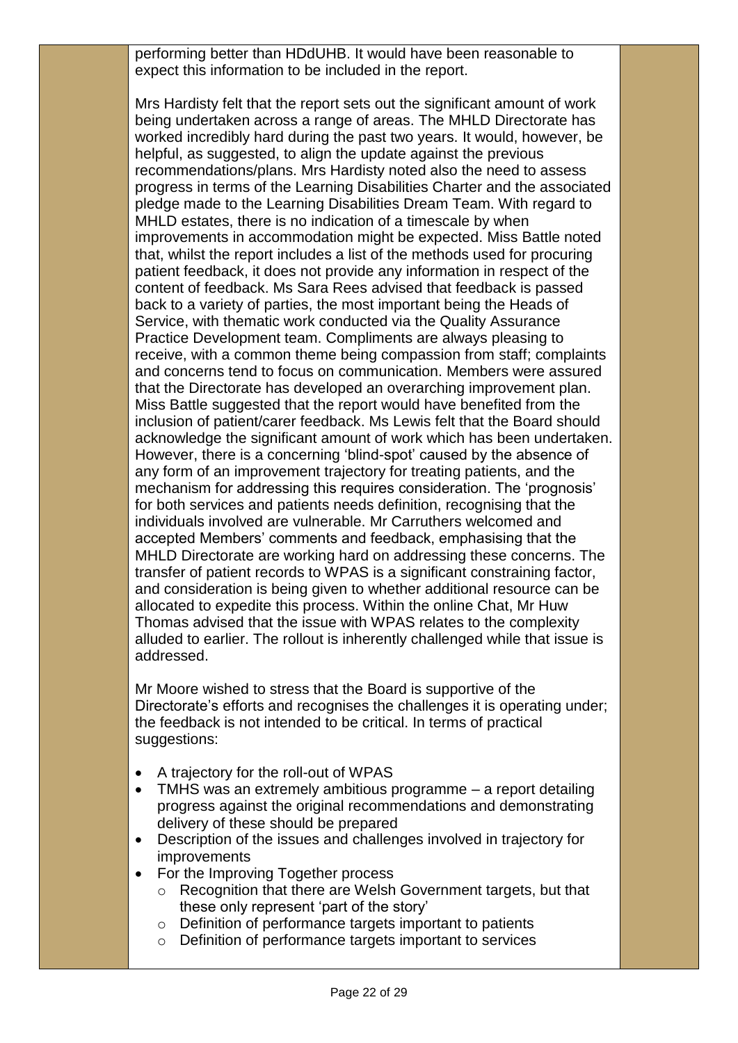performing better than HDdUHB. It would have been reasonable to expect this information to be included in the report.

Mrs Hardisty felt that the report sets out the significant amount of work being undertaken across a range of areas. The MHLD Directorate has worked incredibly hard during the past two years. It would, however, be helpful, as suggested, to align the update against the previous recommendations/plans. Mrs Hardisty noted also the need to assess progress in terms of the Learning Disabilities Charter and the associated pledge made to the Learning Disabilities Dream Team. With regard to MHLD estates, there is no indication of a timescale by when improvements in accommodation might be expected. Miss Battle noted that, whilst the report includes a list of the methods used for procuring patient feedback, it does not provide any information in respect of the content of feedback. Ms Sara Rees advised that feedback is passed back to a variety of parties, the most important being the Heads of Service, with thematic work conducted via the Quality Assurance Practice Development team. Compliments are always pleasing to receive, with a common theme being compassion from staff; complaints and concerns tend to focus on communication. Members were assured that the Directorate has developed an overarching improvement plan. Miss Battle suggested that the report would have benefited from the inclusion of patient/carer feedback. Ms Lewis felt that the Board should acknowledge the significant amount of work which has been undertaken. However, there is a concerning 'blind-spot' caused by the absence of any form of an improvement trajectory for treating patients, and the mechanism for addressing this requires consideration. The 'prognosis' for both services and patients needs definition, recognising that the individuals involved are vulnerable. Mr Carruthers welcomed and accepted Members' comments and feedback, emphasising that the MHLD Directorate are working hard on addressing these concerns. The transfer of patient records to WPAS is a significant constraining factor, and consideration is being given to whether additional resource can be allocated to expedite this process. Within the online Chat, Mr Huw Thomas advised that the issue with WPAS relates to the complexity alluded to earlier. The rollout is inherently challenged while that issue is addressed.

Mr Moore wished to stress that the Board is supportive of the Directorate's efforts and recognises the challenges it is operating under; the feedback is not intended to be critical. In terms of practical suggestions:

- A trajectory for the roll-out of WPAS
- TMHS was an extremely ambitious programme – a report detailing progress against the original recommendations and demonstrating delivery of these should be prepared
- Description of the issues and challenges involved in trajectory for improvements
- For the Improving Together process
  - Recognition that there are Welsh Government targets, but that these only represent 'part of the story'
  - Definition of performance targets important to patients
  - Definition of performance targets important to services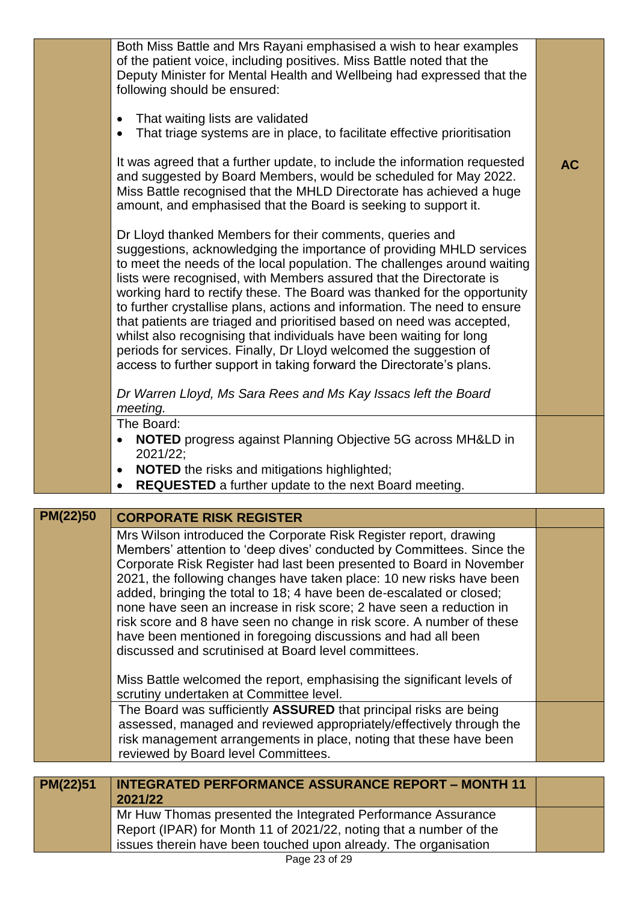| | | |
|---|---|---|
| | Both Miss Battle and Mrs Rayani emphasised a wish to hear examples of the patient voice, including positives. Miss Battle noted that the Deputy Minister for Mental Health and Wellbeing had expressed that the following should be ensured:<br><br>• That waiting lists are validated<br>• That triage systems are in place, to facilitate effective prioritisation<br><br>It was agreed that a further update, to include the information requested and suggested by Board Members, would be scheduled for May 2022. Miss Battle recognised that the MHLD Directorate has achieved a huge amount, and emphasised that the Board is seeking to support it.<br><br>Dr Lloyd thanked Members for their comments, queries and suggestions, acknowledging the importance of providing MHLD services to meet the needs of the local population. The challenges around waiting lists were recognised, with Members assured that the Directorate is working hard to rectify these. The Board was thanked for the opportunity to further crystallise plans, actions and information. The need to ensure that patients are triaged and prioritised based on need was accepted, whilst also recognising that individuals have been waiting for long periods for services. Finally, Dr Lloyd welcomed the suggestion of access to further support in taking forward the Directorate's plans.<br><br>*Dr Warren Lloyd, Ms Sara Rees and Ms Kay Issacs left the Board meeting.* | **AC** |
| | The Board:<br>• **NOTED** progress against Planning Objective 5G across MH&LD in 2021/22;<br>• **NOTED** the risks and mitigations highlighted;<br>• **REQUESTED** a further update to the next Board meeting. | |

| | | |
|---|---|---|
| **PM(22)50** | **CORPORATE RISK REGISTER** | |
| | Mrs Wilson introduced the Corporate Risk Register report, drawing Members' attention to 'deep dives' conducted by Committees. Since the Corporate Risk Register had last been presented to Board in November 2021, the following changes have taken place: 10 new risks have been added, bringing the total to 18; 4 have been de-escalated or closed; none have seen an increase in risk score; 2 have seen a reduction in risk score and 8 have seen no change in risk score. A number of these have been mentioned in foregoing discussions and had all been discussed and scrutinised at Board level committees.<br><br>Miss Battle welcomed the report, emphasising the significant levels of scrutiny undertaken at Committee level. | |
| | The Board was sufficiently **ASSURED** that principal risks are being assessed, managed and reviewed appropriately/effectively through the risk management arrangements in place, noting that these have been reviewed by Board level Committees. | |

| | | |
|---|---|---|
| **PM(22)51** | **INTEGRATED PERFORMANCE ASSURANCE REPORT – MONTH 11 2021/22** | |
| | Mr Huw Thomas presented the Integrated Performance Assurance Report (IPAR) for Month 11 of 2021/22, noting that a number of the issues therein have been touched upon already. The organisation | |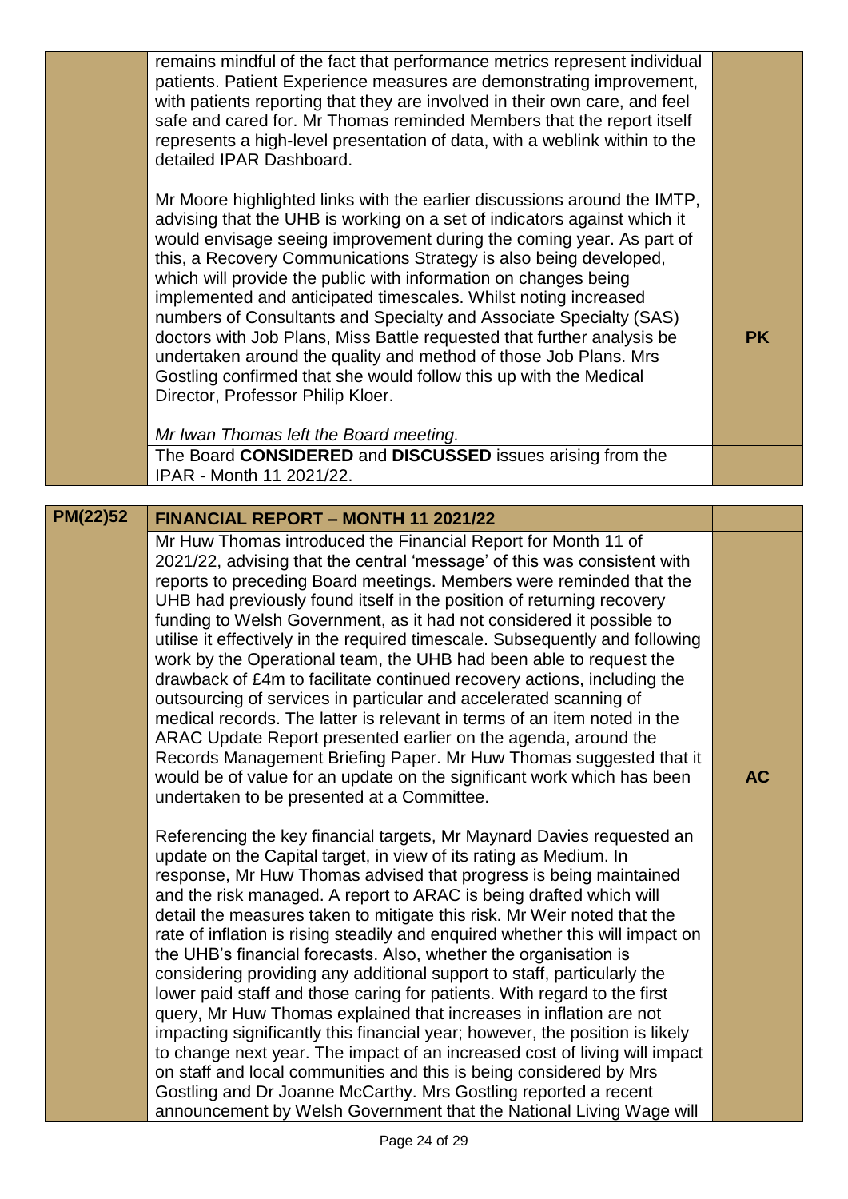| | | |
|---|---|---|
| | remains mindful of the fact that performance metrics represent individual patients. Patient Experience measures are demonstrating improvement, with patients reporting that they are involved in their own care, and feel safe and cared for. Mr Thomas reminded Members that the report itself represents a high-level presentation of data, with a weblink within to the detailed IPAR Dashboard.<br><br>Mr Moore highlighted links with the earlier discussions around the IMTP, advising that the UHB is working on a set of indicators against which it would envisage seeing improvement during the coming year. As part of this, a Recovery Communications Strategy is also being developed, which will provide the public with information on changes being implemented and anticipated timescales. Whilst noting increased numbers of Consultants and Specialty and Associate Specialty (SAS) doctors with Job Plans, Miss Battle requested that further analysis be undertaken around the quality and method of those Job Plans. Mrs Gostling confirmed that she would follow this up with the Medical Director, Professor Philip Kloer.<br><br>*Mr Iwan Thomas left the Board meeting.* | **PK** |
| | The Board **CONSIDERED** and **DISCUSSED** issues arising from the IPAR - Month 11 2021/22. | |

| **PM(22)52** | **FINANCIAL REPORT – MONTH 11 2021/22** | |
|---|---|---|
| | Mr Huw Thomas introduced the Financial Report for Month 11 of 2021/22, advising that the central 'message' of this was consistent with reports to preceding Board meetings. Members were reminded that the UHB had previously found itself in the position of returning recovery funding to Welsh Government, as it had not considered it possible to utilise it effectively in the required timescale. Subsequently and following work by the Operational team, the UHB had been able to request the drawback of £4m to facilitate continued recovery actions, including the outsourcing of services in particular and accelerated scanning of medical records. The latter is relevant in terms of an item noted in the ARAC Update Report presented earlier on the agenda, around the Records Management Briefing Paper. Mr Huw Thomas suggested that it would be of value for an update on the significant work which has been undertaken to be presented at a Committee.<br><br>Referencing the key financial targets, Mr Maynard Davies requested an update on the Capital target, in view of its rating as Medium. In response, Mr Huw Thomas advised that progress is being maintained and the risk managed. A report to ARAC is being drafted which will detail the measures taken to mitigate this risk. Mr Weir noted that the rate of inflation is rising steadily and enquired whether this will impact on the UHB's financial forecasts. Also, whether the organisation is considering providing any additional support to staff, particularly the lower paid staff and those caring for patients. With regard to the first query, Mr Huw Thomas explained that increases in inflation are not impacting significantly this financial year; however, the position is likely to change next year. The impact of an increased cost of living will impact on staff and local communities and this is being considered by Mrs Gostling and Dr Joanne McCarthy. Mrs Gostling reported a recent announcement by Welsh Government that the National Living Wage will | **AC** |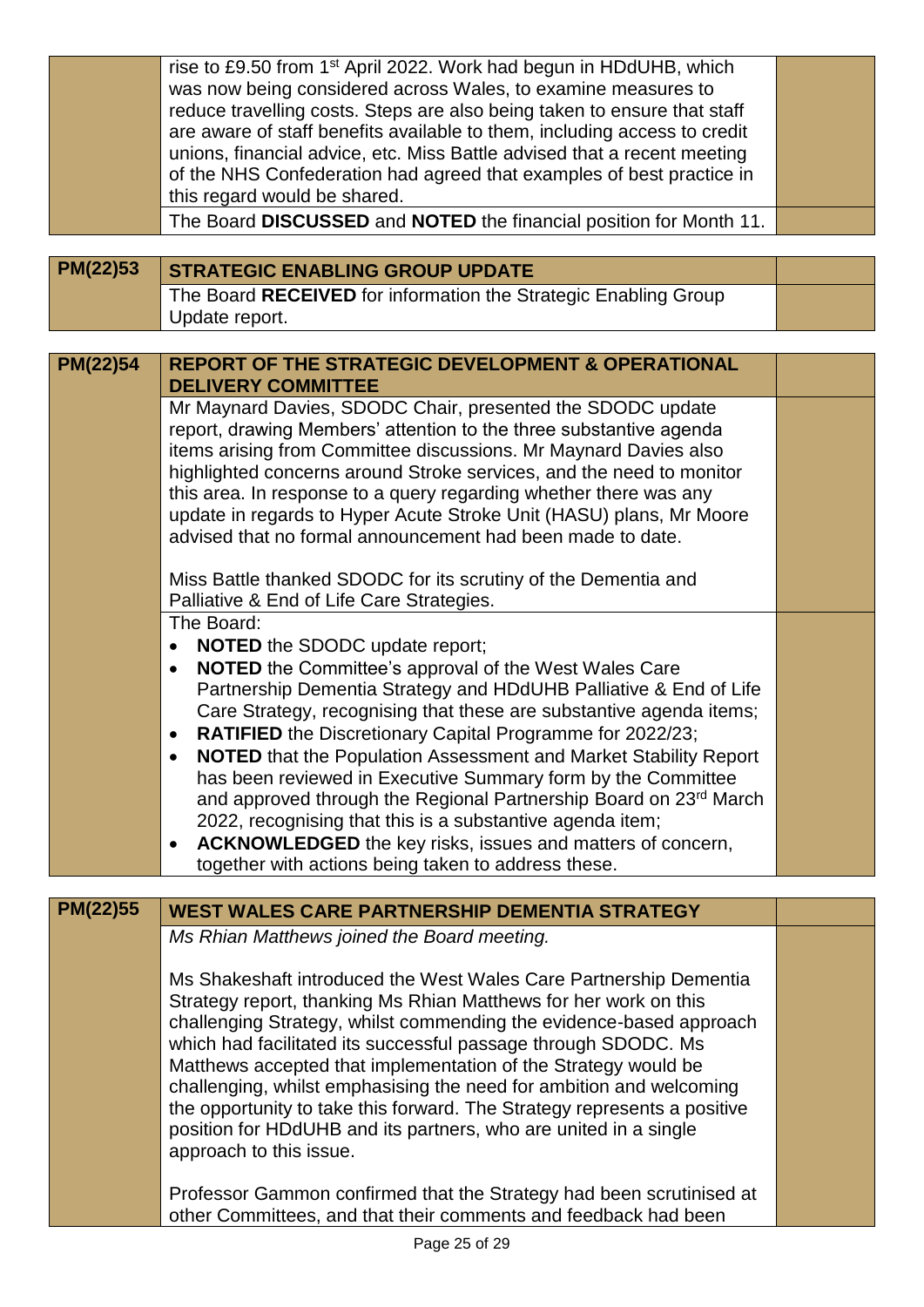| | | |
|---|---|---|
| | rise to £9.50 from 1st April 2022. Work had begun in HDdUHB, which was now being considered across Wales, to examine measures to reduce travelling costs. Steps are also being taken to ensure that staff are aware of staff benefits available to them, including access to credit unions, financial advice, etc. Miss Battle advised that a recent meeting of the NHS Confederation had agreed that examples of best practice in this regard would be shared. | |
| | The Board **DISCUSSED** and **NOTED** the financial position for Month 11. | |

| | | |
|---|---|---|
| **PM(22)53** | **STRATEGIC ENABLING GROUP UPDATE** | |
| | The Board **RECEIVED** for information the Strategic Enabling Group Update report. | |

| | | |
|---|---|---|
| **PM(22)54** | **REPORT OF THE STRATEGIC DEVELOPMENT & OPERATIONAL DELIVERY COMMITTEE** | |
| | Mr Maynard Davies, SDODC Chair, presented the SDODC update report, drawing Members' attention to the three substantive agenda items arising from Committee discussions. Mr Maynard Davies also highlighted concerns around Stroke services, and the need to monitor this area. In response to a query regarding whether there was any update in regards to Hyper Acute Stroke Unit (HASU) plans, Mr Moore advised that no formal announcement had been made to date.<br><br>Miss Battle thanked SDODC for its scrutiny of the Dementia and Palliative & End of Life Care Strategies. | |
| | The Board:<br>• **NOTED** the SDODC update report;<br>• **NOTED** the Committee's approval of the West Wales Care Partnership Dementia Strategy and HDdUHB Palliative & End of Life Care Strategy, recognising that these are substantive agenda items;<br>• **RATIFIED** the Discretionary Capital Programme for 2022/23;<br>• **NOTED** that the Population Assessment and Market Stability Report has been reviewed in Executive Summary form by the Committee and approved through the Regional Partnership Board on 23rd March 2022, recognising that this is a substantive agenda item;<br>• **ACKNOWLEDGED** the key risks, issues and matters of concern, together with actions being taken to address these. | |

| | | |
|---|---|---|
| **PM(22)55** | **WEST WALES CARE PARTNERSHIP DEMENTIA STRATEGY** | |
| | *Ms Rhian Matthews joined the Board meeting.*<br><br>Ms Shakeshaft introduced the West Wales Care Partnership Dementia Strategy report, thanking Ms Rhian Matthews for her work on this challenging Strategy, whilst commending the evidence-based approach which had facilitated its successful passage through SDODC. Ms Matthews accepted that implementation of the Strategy would be challenging, whilst emphasising the need for ambition and welcoming the opportunity to take this forward. The Strategy represents a positive position for HDdUHB and its partners, who are united in a single approach to this issue.<br><br>Professor Gammon confirmed that the Strategy had been scrutinised at other Committees, and that their comments and feedback had been | |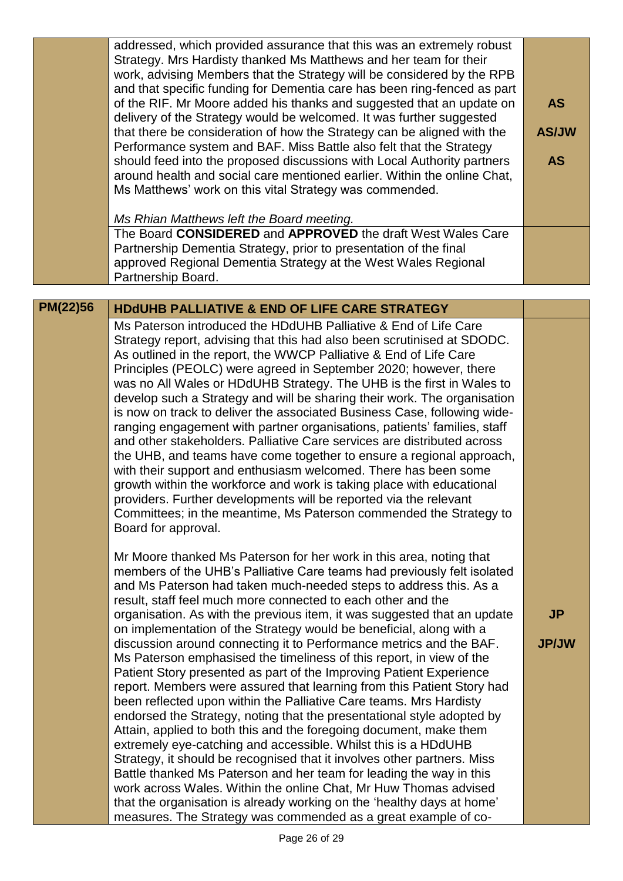| | | |
|---|---|---|
| | addressed, which provided assurance that this was an extremely robust Strategy. Mrs Hardisty thanked Ms Matthews and her team for their work, advising Members that the Strategy will be considered by the RPB and that specific funding for Dementia care has been ring-fenced as part of the RIF. Mr Moore added his thanks and suggested that an update on delivery of the Strategy would be welcomed. It was further suggested that there be consideration of how the Strategy can be aligned with the Performance system and BAF. Miss Battle also felt that the Strategy should feed into the proposed discussions with Local Authority partners around health and social care mentioned earlier. Within the online Chat, Ms Matthews' work on this vital Strategy was commended.<br><br>*Ms Rhian Matthews left the Board meeting.* | **AS**<br><br>**AS/JW**<br><br>**AS** |
| | The Board **CONSIDERED** and **APPROVED** the draft West Wales Care Partnership Dementia Strategy, prior to presentation of the final approved Regional Dementia Strategy at the West Wales Regional Partnership Board. | |

| | | |
|---|---|---|
| **PM(22)56** | **HDdUHB PALLIATIVE & END OF LIFE CARE STRATEGY** | |
| | Ms Paterson introduced the HDdUHB Palliative & End of Life Care Strategy report, advising that this had also been scrutinised at SDODC. As outlined in the report, the WWCP Palliative & End of Life Care Principles (PEOLC) were agreed in September 2020; however, there was no All Wales or HDdUHB Strategy. The UHB is the first in Wales to develop such a Strategy and will be sharing their work. The organisation is now on track to deliver the associated Business Case, following wide-ranging engagement with partner organisations, patients' families, staff and other stakeholders. Palliative Care services are distributed across the UHB, and teams have come together to ensure a regional approach, with their support and enthusiasm welcomed. There has been some growth within the workforce and work is taking place with educational providers. Further developments will be reported via the relevant Committees; in the meantime, Ms Paterson commended the Strategy to Board for approval.<br><br>Mr Moore thanked Ms Paterson for her work in this area, noting that members of the UHB's Palliative Care teams had previously felt isolated and Ms Paterson had taken much-needed steps to address this. As a result, staff feel much more connected to each other and the organisation. As with the previous item, it was suggested that an update on implementation of the Strategy would be beneficial, along with a discussion around connecting it to Performance metrics and the BAF. Ms Paterson emphasised the timeliness of this report, in view of the Patient Story presented as part of the Improving Patient Experience report. Members were assured that learning from this Patient Story had been reflected upon within the Palliative Care teams. Mrs Hardisty endorsed the Strategy, noting that the presentational style adopted by Attain, applied to both this and the foregoing document, make them extremely eye-catching and accessible. Whilst this is a HDdUHB Strategy, it should be recognised that it involves other partners. Miss Battle thanked Ms Paterson and her team for leading the way in this work across Wales. Within the online Chat, Mr Huw Thomas advised that the organisation is already working on the 'healthy days at home' measures. The Strategy was commended as a great example of co- | **JP**<br><br>**JP/JW** |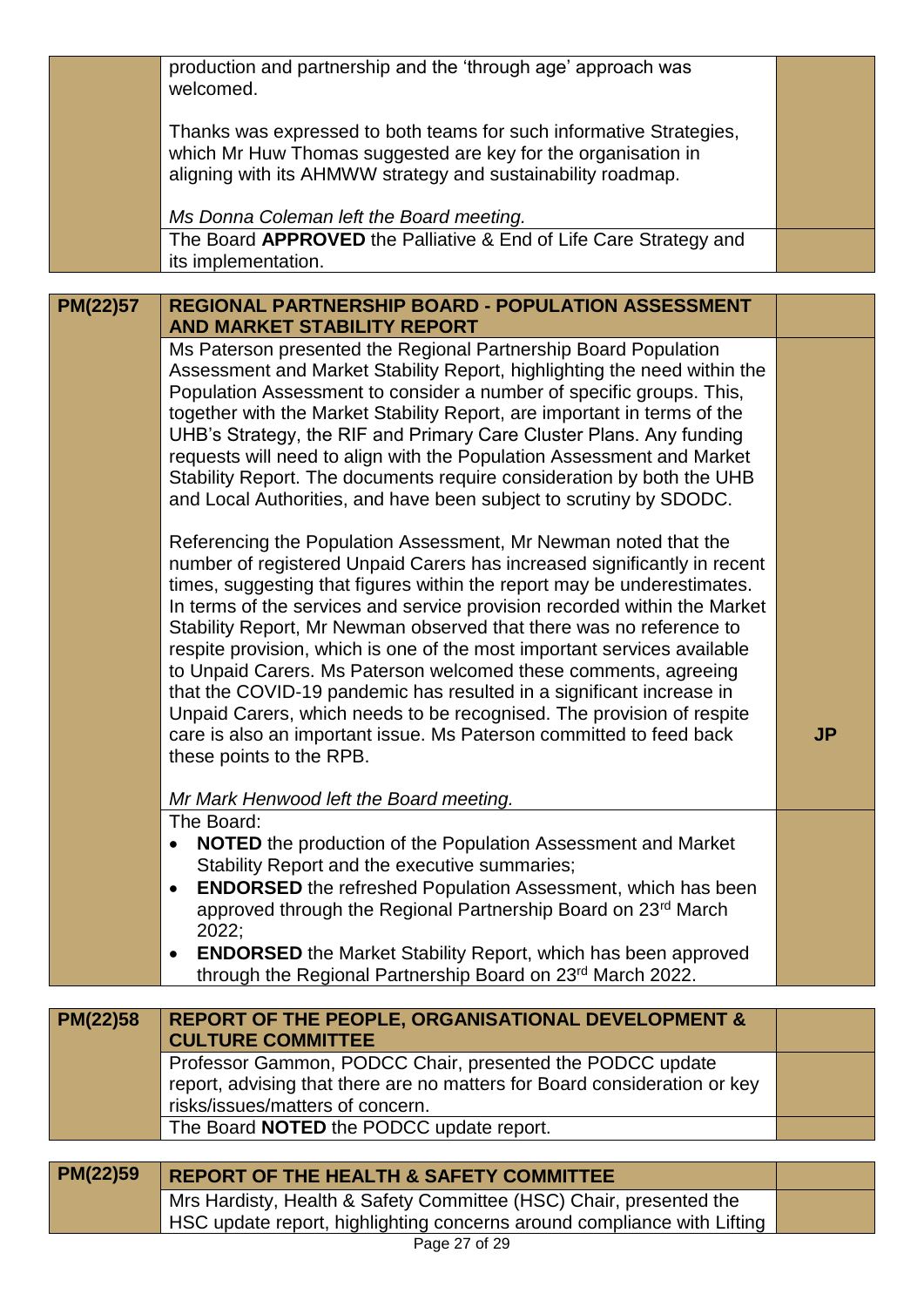| | | |
|---|---|---|
| | production and partnership and the 'through age' approach was welcomed.<br><br>Thanks was expressed to both teams for such informative Strategies, which Mr Huw Thomas suggested are key for the organisation in aligning with its AHMWW strategy and sustainability roadmap.<br><br>*Ms Donna Coleman left the Board meeting.* | |
| | The Board **APPROVED** the Palliative & End of Life Care Strategy and its implementation. | |

| | | |
|---|---|---|
| **PM(22)57** | **REGIONAL PARTNERSHIP BOARD - POPULATION ASSESSMENT AND MARKET STABILITY REPORT** | |
| | Ms Paterson presented the Regional Partnership Board Population Assessment and Market Stability Report, highlighting the need within the Population Assessment to consider a number of specific groups. This, together with the Market Stability Report, are important in terms of the UHB's Strategy, the RIF and Primary Care Cluster Plans. Any funding requests will need to align with the Population Assessment and Market Stability Report. The documents require consideration by both the UHB and Local Authorities, and have been subject to scrutiny by SDODC.<br><br>Referencing the Population Assessment, Mr Newman noted that the number of registered Unpaid Carers has increased significantly in recent times, suggesting that figures within the report may be underestimates. In terms of the services and service provision recorded within the Market Stability Report, Mr Newman observed that there was no reference to respite provision, which is one of the most important services available to Unpaid Carers. Ms Paterson welcomed these comments, agreeing that the COVID-19 pandemic has resulted in a significant increase in Unpaid Carers, which needs to be recognised. The provision of respite care is also an important issue. Ms Paterson committed to feed back these points to the RPB.<br><br>*Mr Mark Henwood left the Board meeting.* | **JP** |
| | The Board:<br>• **NOTED** the production of the Population Assessment and Market Stability Report and the executive summaries;<br>• **ENDORSED** the refreshed Population Assessment, which has been approved through the Regional Partnership Board on 23rd March 2022;<br>• **ENDORSED** the Market Stability Report, which has been approved through the Regional Partnership Board on 23rd March 2022. | |

| | | |
|---|---|---|
| **PM(22)58** | **REPORT OF THE PEOPLE, ORGANISATIONAL DEVELOPMENT & CULTURE COMMITTEE** | |
| | Professor Gammon, PODCC Chair, presented the PODCC update report, advising that there are no matters for Board consideration or key risks/issues/matters of concern. | |
| | The Board **NOTED** the PODCC update report. | |

| | | |
|---|---|---|
| **PM(22)59** | **REPORT OF THE HEALTH & SAFETY COMMITTEE** | |
| | Mrs Hardisty, Health & Safety Committee (HSC) Chair, presented the HSC update report, highlighting concerns around compliance with Lifting | |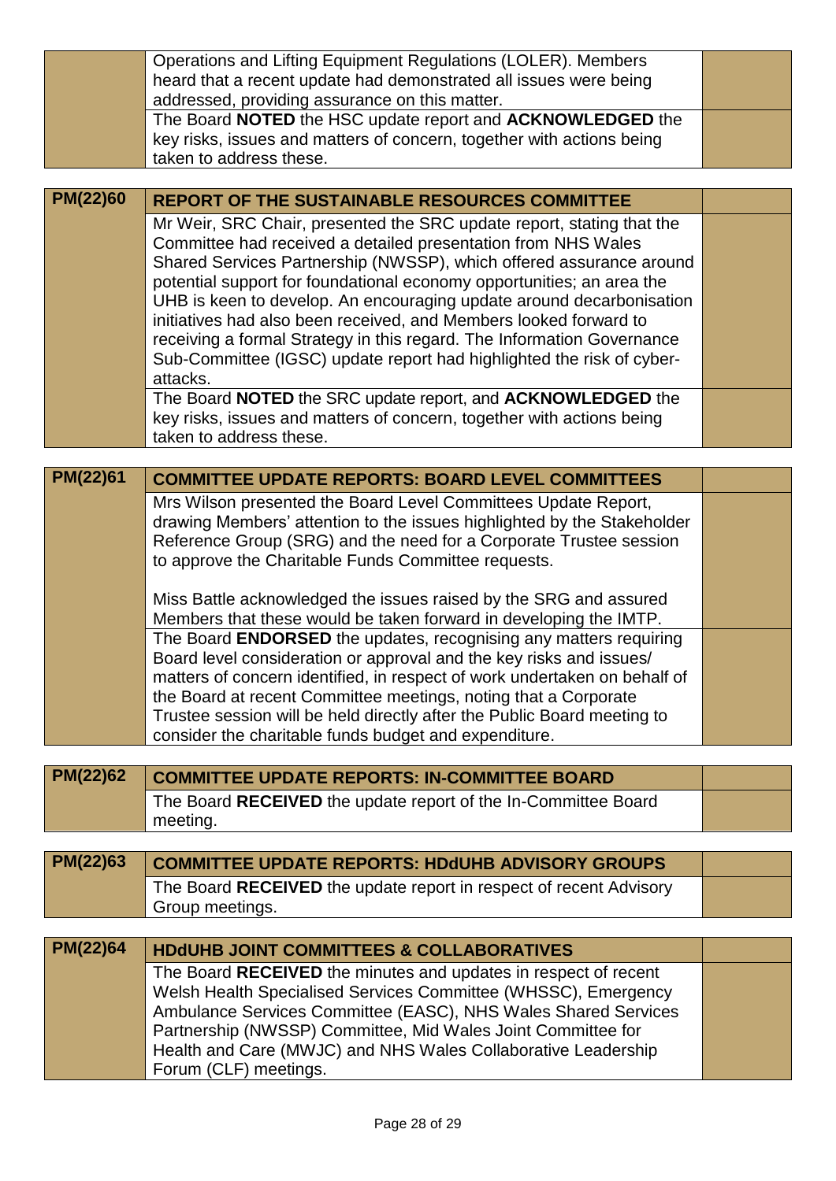| | | |
|---|---|---|
| | Operations and Lifting Equipment Regulations (LOLER). Members heard that a recent update had demonstrated all issues were being addressed, providing assurance on this matter. | |
| | The Board **NOTED** the HSC update report and **ACKNOWLEDGED** the key risks, issues and matters of concern, together with actions being taken to address these. | |

| **PM(22)60** | **REPORT OF THE SUSTAINABLE RESOURCES COMMITTEE** | |
|---|---|---|
| | Mr Weir, SRC Chair, presented the SRC update report, stating that the Committee had received a detailed presentation from NHS Wales Shared Services Partnership (NWSSP), which offered assurance around potential support for foundational economy opportunities; an area the UHB is keen to develop. An encouraging update around decarbonisation initiatives had also been received, and Members looked forward to receiving a formal Strategy in this regard. The Information Governance Sub-Committee (IGSC) update report had highlighted the risk of cyber-attacks. | |
| | The Board **NOTED** the SRC update report, and **ACKNOWLEDGED** the key risks, issues and matters of concern, together with actions being taken to address these. | |

| **PM(22)61** | **COMMITTEE UPDATE REPORTS: BOARD LEVEL COMMITTEES** | |
|---|---|---|
| | Mrs Wilson presented the Board Level Committees Update Report, drawing Members' attention to the issues highlighted by the Stakeholder Reference Group (SRG) and the need for a Corporate Trustee session to approve the Charitable Funds Committee requests.<br><br>Miss Battle acknowledged the issues raised by the SRG and assured Members that these would be taken forward in developing the IMTP. | |
| | The Board **ENDORSED** the updates, recognising any matters requiring Board level consideration or approval and the key risks and issues/ matters of concern identified, in respect of work undertaken on behalf of the Board at recent Committee meetings, noting that a Corporate Trustee session will be held directly after the Public Board meeting to consider the charitable funds budget and expenditure. | |

| **PM(22)62** | **COMMITTEE UPDATE REPORTS: IN-COMMITTEE BOARD** | |
|---|---|---|
| | The Board **RECEIVED** the update report of the In-Committee Board meeting. | |

| **PM(22)63** | **COMMITTEE UPDATE REPORTS: HDdUHB ADVISORY GROUPS** | |
|---|---|---|
| | The Board **RECEIVED** the update report in respect of recent Advisory Group meetings. | |

| **PM(22)64** | **HDdUHB JOINT COMMITTEES & COLLABORATIVES** | |
|---|---|---|
| | The Board **RECEIVED** the minutes and updates in respect of recent Welsh Health Specialised Services Committee (WHSSC), Emergency Ambulance Services Committee (EASC), NHS Wales Shared Services Partnership (NWSSP) Committee, Mid Wales Joint Committee for Health and Care (MWJC) and NHS Wales Collaborative Leadership Forum (CLF) meetings. | |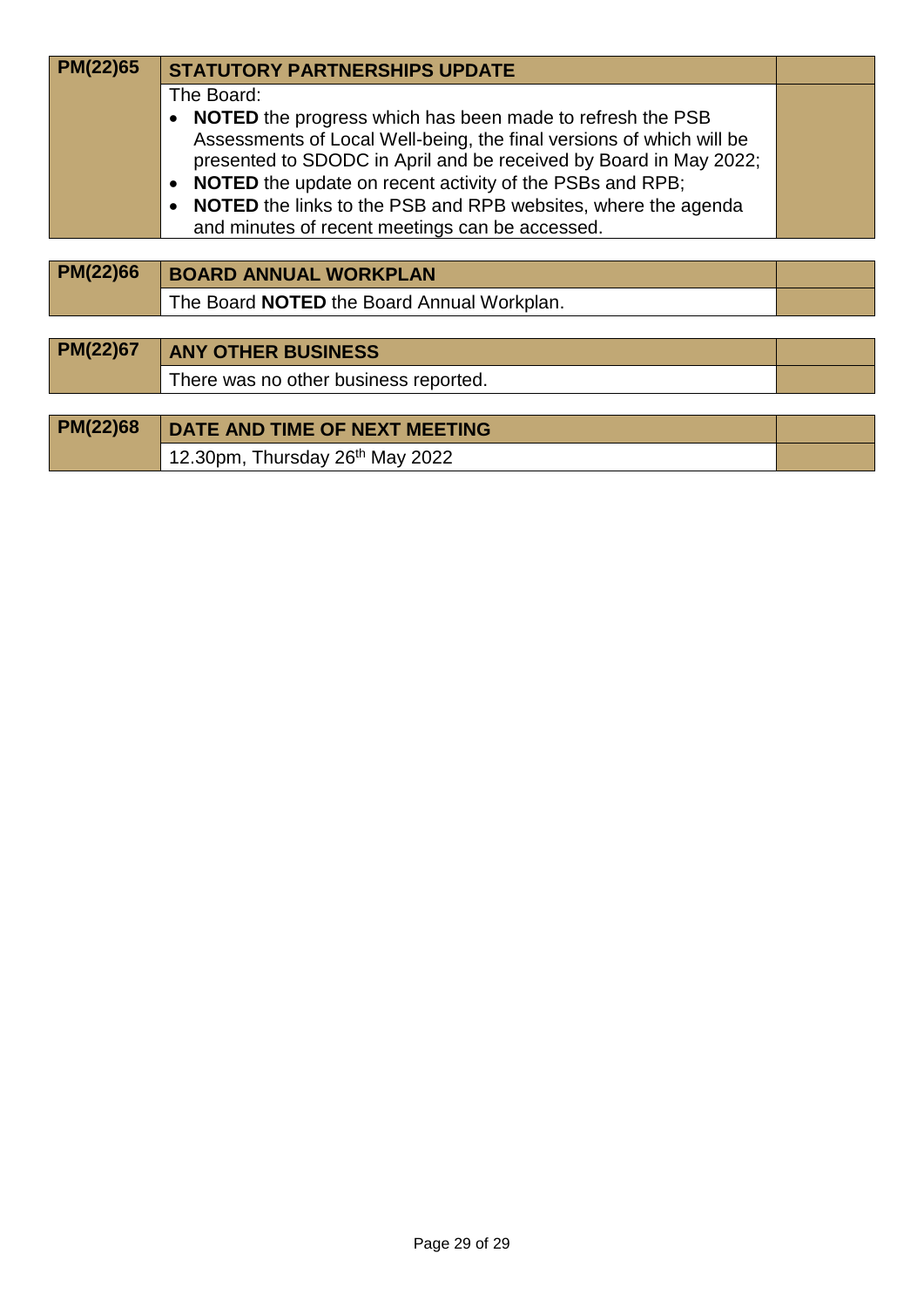| PM(22)65 | STATUTORY PARTNERSHIPS UPDATE | |
|---|---|---|
| | The Board:<br>• **NOTED** the progress which has been made to refresh the PSB Assessments of Local Well-being, the final versions of which will be presented to SDODC in April and be received by Board in May 2022;<br>• **NOTED** the update on recent activity of the PSBs and RPB;<br>• **NOTED** the links to the PSB and RPB websites, where the agenda and minutes of recent meetings can be accessed. | |

| PM(22)66 | BOARD ANNUAL WORKPLAN | |
|---|---|---|
| | The Board **NOTED** the Board Annual Workplan. | |

| PM(22)67 | ANY OTHER BUSINESS | |
|---|---|---|
| | There was no other business reported. | |

| PM(22)68 | DATE AND TIME OF NEXT MEETING | |
|---|---|---|
| | 12.30pm, Thursday 26th May 2022 | |